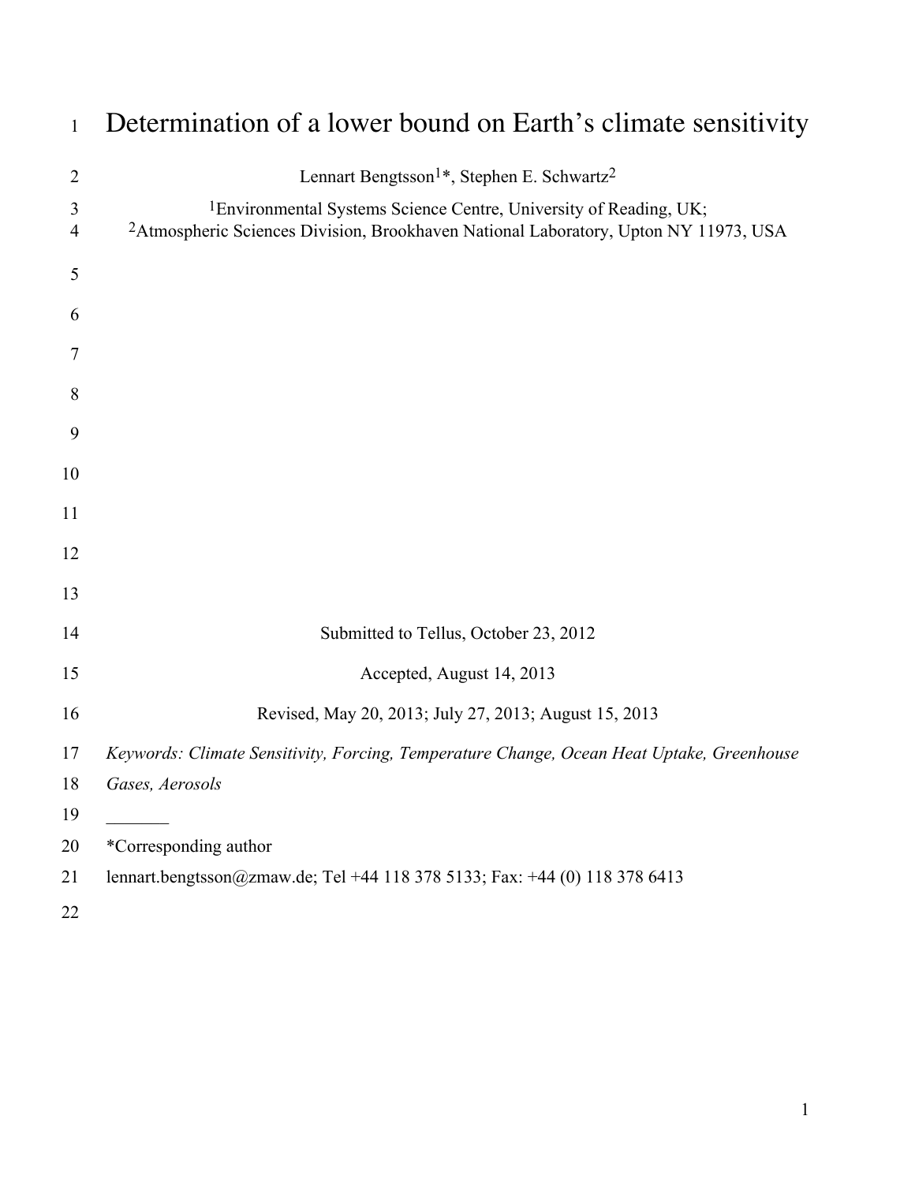# Determination of a lower bound on Earth's climate sensitivity

Lennart Bengtsson[1]*, Stephen E. Schwartz[2]

[1]Environmental Systems Science Centre, University of Reading, UK;
[2]Atmospheric Sciences Division, Brookhaven National Laboratory, Upton NY 11973, USA

Submitted to Tellus, October 23, 2012

Accepted, August 14, 2013

Revised, May 20, 2013; July 27, 2013; August 15, 2013

*Keywords: Climate Sensitivity, Forcing, Temperature Change, Ocean Heat Uptake, Greenhouse Gases, Aerosols*

_______

*Corresponding author

lennart.bengtsson@zmaw.de; Tel +44 118 378 5133; Fax: +44 (0) 118 378 6413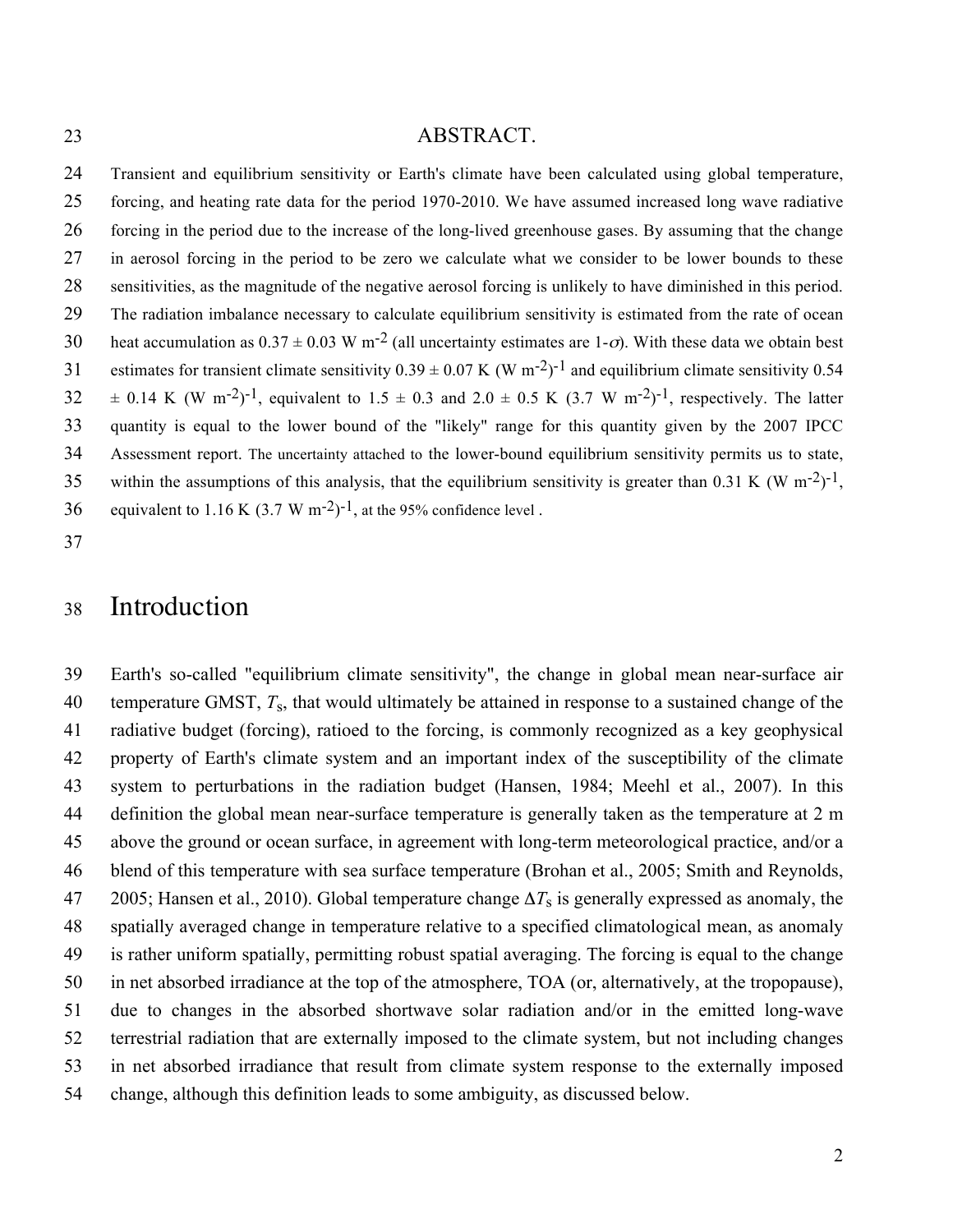## ABSTRACT.

Transient and equilibrium sensitivity or Earth's climate have been calculated using global temperature, forcing, and heating rate data for the period 1970-2010. We have assumed increased long wave radiative forcing in the period due to the increase of the long-lived greenhouse gases. By assuming that the change in aerosol forcing in the period to be zero we calculate what we consider to be lower bounds to these sensitivities, as the magnitude of the negative aerosol forcing is unlikely to have diminished in this period. The radiation imbalance necessary to calculate equilibrium sensitivity is estimated from the rate of ocean heat accumulation as $0.37 \pm 0.03$ W m$^{-2}$ (all uncertainty estimates are 1-$\sigma$). With these data we obtain best estimates for transient climate sensitivity $0.39 \pm 0.07$ K (W m$^{-2}$)$^{-1}$ and equilibrium climate sensitivity $0.54 \pm 0.14$ K (W m$^{-2}$)$^{-1}$, equivalent to $1.5 \pm 0.3$ and $2.0 \pm 0.5$ K (3.7 W m$^{-2}$)$^{-1}$, respectively. The latter quantity is equal to the lower bound of the "likely" range for this quantity given by the 2007 IPCC Assessment report. The uncertainty attached to the lower-bound equilibrium sensitivity permits us to state, within the assumptions of this analysis, that the equilibrium sensitivity is greater than 0.31 K (W m$^{-2}$)$^{-1}$, equivalent to 1.16 K (3.7 W m$^{-2}$)$^{-1}$, at the 95% confidence level .

# Introduction

Earth's so-called "equilibrium climate sensitivity", the change in global mean near-surface air temperature GMST, $T_S$, that would ultimately be attained in response to a sustained change of the radiative budget (forcing), ratioed to the forcing, is commonly recognized as a key geophysical property of Earth's climate system and an important index of the susceptibility of the climate system to perturbations in the radiation budget (Hansen, 1984; Meehl et al., 2007). In this definition the global mean near-surface temperature is generally taken as the temperature at 2 m above the ground or ocean surface, in agreement with long-term meteorological practice, and/or a blend of this temperature with sea surface temperature (Brohan et al., 2005; Smith and Reynolds, 2005; Hansen et al., 2010). Global temperature change $\Delta T_S$ is generally expressed as anomaly, the spatially averaged change in temperature relative to a specified climatological mean, as anomaly is rather uniform spatially, permitting robust spatial averaging. The forcing is equal to the change in net absorbed irradiance at the top of the atmosphere, TOA (or, alternatively, at the tropopause), due to changes in the absorbed shortwave solar radiation and/or in the emitted long-wave terrestrial radiation that are externally imposed to the climate system, but not including changes in net absorbed irradiance that result from climate system response to the externally imposed change, although this definition leads to some ambiguity, as discussed below.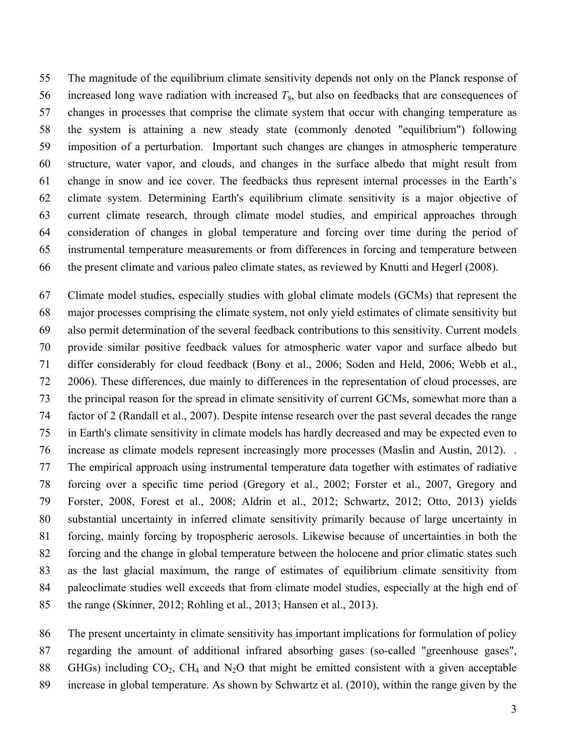The magnitude of the equilibrium climate sensitivity depends not only on the Planck response of increased long wave radiation with increased $T_s$, but also on feedbacks that are consequences of changes in processes that comprise the climate system that occur with changing temperature as the system is attaining a new steady state (commonly denoted "equilibrium") following imposition of a perturbation. Important such changes are changes in atmospheric temperature structure, water vapor, and clouds, and changes in the surface albedo that might result from change in snow and ice cover. The feedbacks thus represent internal processes in the Earth's climate system. Determining Earth's equilibrium climate sensitivity is a major objective of current climate research, through climate model studies, and empirical approaches through consideration of changes in global temperature and forcing over time during the period of instrumental temperature measurements or from differences in forcing and temperature between the present climate and various paleo climate states, as reviewed by Knutti and Hegerl (2008).

Climate model studies, especially studies with global climate models (GCMs) that represent the major processes comprising the climate system, not only yield estimates of climate sensitivity but also permit determination of the several feedback contributions to this sensitivity. Current models provide similar positive feedback values for atmospheric water vapor and surface albedo but differ considerably for cloud feedback (Bony et al., 2006; Soden and Held, 2006; Webb et al., 2006). These differences, due mainly to differences in the representation of cloud processes, are the principal reason for the spread in climate sensitivity of current GCMs, somewhat more than a factor of 2 (Randall et al., 2007). Despite intense research over the past several decades the range in Earth's climate sensitivity in climate models has hardly decreased and may be expected even to increase as climate models represent increasingly more processes (Maslin and Austin, 2012). . The empirical approach using instrumental temperature data together with estimates of radiative forcing over a specific time period (Gregory et al., 2002; Forster et al., 2007, Gregory and Forster, 2008, Forest et al., 2008; Aldrin et al., 2012; Schwartz, 2012; Otto, 2013) yields substantial uncertainty in inferred climate sensitivity primarily because of large uncertainty in forcing, mainly forcing by tropospheric aerosols. Likewise because of uncertainties in both the forcing and the change in global temperature between the holocene and prior climatic states such as the last glacial maximum, the range of estimates of equilibrium climate sensitivity from paleoclimate studies well exceeds that from climate model studies, especially at the high end of the range (Skinner, 2012; Rohling et al., 2013; Hansen et al., 2013).

The present uncertainty in climate sensitivity has important implications for formulation of policy regarding the amount of additional infrared absorbing gases (so-called "greenhouse gases", GHGs) including $CO_2$, $CH_4$ and $N_2O$ that might be emitted consistent with a given acceptable increase in global temperature. As shown by Schwartz et al. (2010), within the range given by the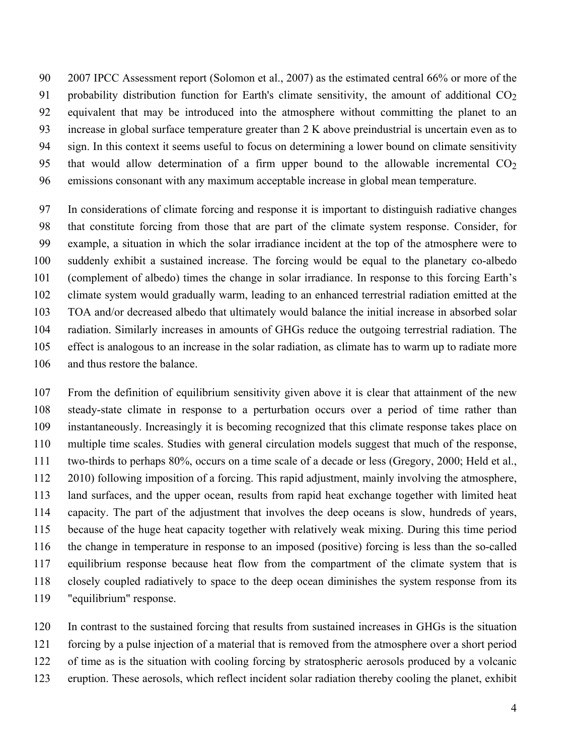2007 IPCC Assessment report (Solomon et al., 2007) as the estimated central 66% or more of the probability distribution function for Earth's climate sensitivity, the amount of additional $CO_2$ equivalent that may be introduced into the atmosphere without committing the planet to an increase in global surface temperature greater than 2 K above preindustrial is uncertain even as to sign. In this context it seems useful to focus on determining a lower bound on climate sensitivity that would allow determination of a firm upper bound to the allowable incremental $CO_2$ emissions consonant with any maximum acceptable increase in global mean temperature.

In considerations of climate forcing and response it is important to distinguish radiative changes that constitute forcing from those that are part of the climate system response. Consider, for example, a situation in which the solar irradiance incident at the top of the atmosphere were to suddenly exhibit a sustained increase. The forcing would be equal to the planetary co-albedo (complement of albedo) times the change in solar irradiance. In response to this forcing Earth's climate system would gradually warm, leading to an enhanced terrestrial radiation emitted at the TOA and/or decreased albedo that ultimately would balance the initial increase in absorbed solar radiation. Similarly increases in amounts of GHGs reduce the outgoing terrestrial radiation. The effect is analogous to an increase in the solar radiation, as climate has to warm up to radiate more and thus restore the balance.

From the definition of equilibrium sensitivity given above it is clear that attainment of the new steady-state climate in response to a perturbation occurs over a period of time rather than instantaneously. Increasingly it is becoming recognized that this climate response takes place on multiple time scales. Studies with general circulation models suggest that much of the response, two-thirds to perhaps 80%, occurs on a time scale of a decade or less (Gregory, 2000; Held et al., 2010) following imposition of a forcing. This rapid adjustment, mainly involving the atmosphere, land surfaces, and the upper ocean, results from rapid heat exchange together with limited heat capacity. The part of the adjustment that involves the deep oceans is slow, hundreds of years, because of the huge heat capacity together with relatively weak mixing. During this time period the change in temperature in response to an imposed (positive) forcing is less than the so-called equilibrium response because heat flow from the compartment of the climate system that is closely coupled radiatively to space to the deep ocean diminishes the system response from its "equilibrium" response.

In contrast to the sustained forcing that results from sustained increases in GHGs is the situation forcing by a pulse injection of a material that is removed from the atmosphere over a short period of time as is the situation with cooling forcing by stratospheric aerosols produced by a volcanic eruption. These aerosols, which reflect incident solar radiation thereby cooling the planet, exhibit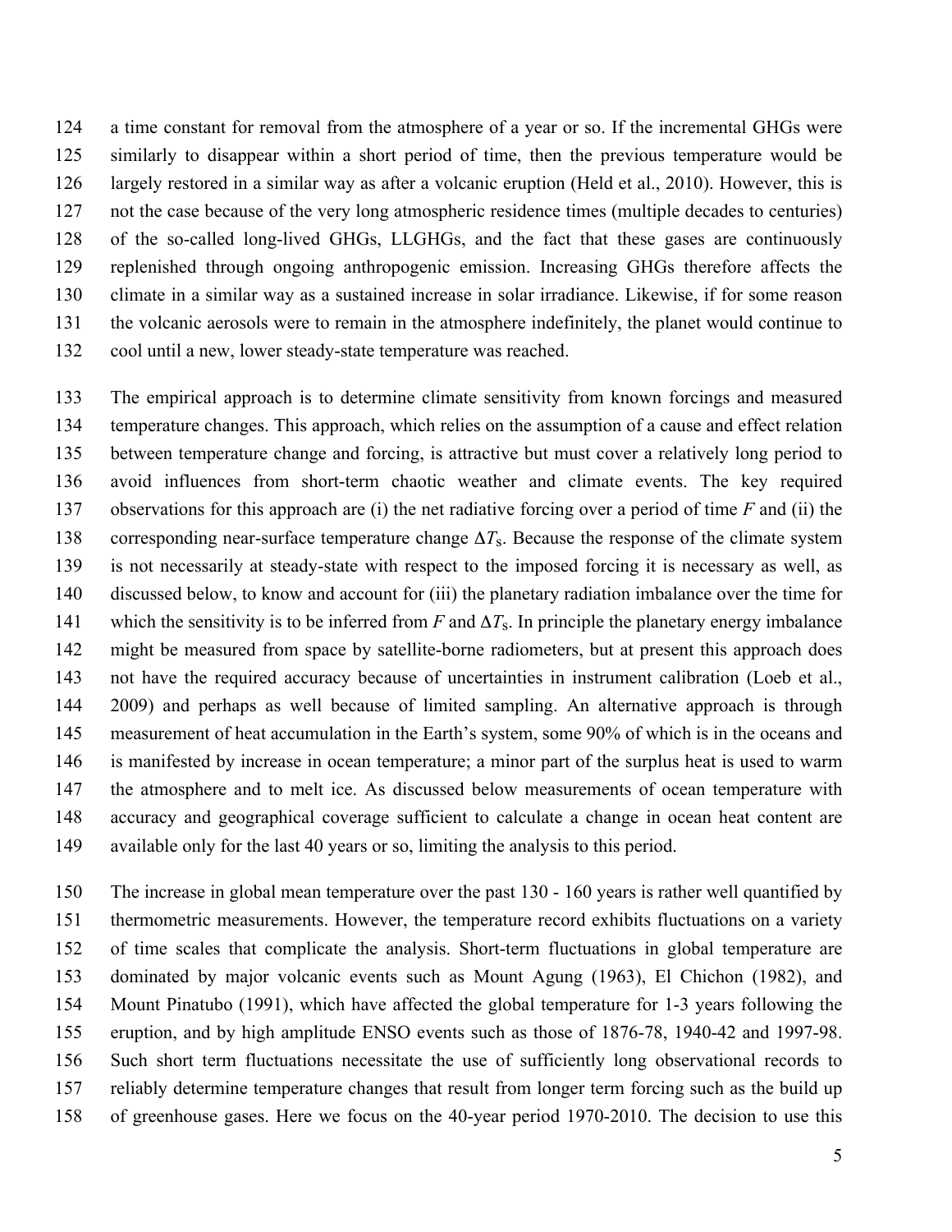a time constant for removal from the atmosphere of a year or so. If the incremental GHGs were similarly to disappear within a short period of time, then the previous temperature would be largely restored in a similar way as after a volcanic eruption (Held et al., 2010). However, this is not the case because of the very long atmospheric residence times (multiple decades to centuries) of the so-called long-lived GHGs, LLGHGs, and the fact that these gases are continuously replenished through ongoing anthropogenic emission. Increasing GHGs therefore affects the climate in a similar way as a sustained increase in solar irradiance. Likewise, if for some reason the volcanic aerosols were to remain in the atmosphere indefinitely, the planet would continue to cool until a new, lower steady-state temperature was reached.

The empirical approach is to determine climate sensitivity from known forcings and measured temperature changes. This approach, which relies on the assumption of a cause and effect relation between temperature change and forcing, is attractive but must cover a relatively long period to avoid influences from short-term chaotic weather and climate events. The key required observations for this approach are (i) the net radiative forcing over a period of time $F$ and (ii) the corresponding near-surface temperature change $\Delta T_s$. Because the response of the climate system is not necessarily at steady-state with respect to the imposed forcing it is necessary as well, as discussed below, to know and account for (iii) the planetary radiation imbalance over the time for which the sensitivity is to be inferred from $F$ and $\Delta T_s$. In principle the planetary energy imbalance might be measured from space by satellite-borne radiometers, but at present this approach does not have the required accuracy because of uncertainties in instrument calibration (Loeb et al., 2009) and perhaps as well because of limited sampling. An alternative approach is through measurement of heat accumulation in the Earth's system, some 90% of which is in the oceans and is manifested by increase in ocean temperature; a minor part of the surplus heat is used to warm the atmosphere and to melt ice. As discussed below measurements of ocean temperature with accuracy and geographical coverage sufficient to calculate a change in ocean heat content are available only for the last 40 years or so, limiting the analysis to this period.

The increase in global mean temperature over the past 130 - 160 years is rather well quantified by thermometric measurements. However, the temperature record exhibits fluctuations on a variety of time scales that complicate the analysis. Short-term fluctuations in global temperature are dominated by major volcanic events such as Mount Agung (1963), El Chichon (1982), and Mount Pinatubo (1991), which have affected the global temperature for 1-3 years following the eruption, and by high amplitude ENSO events such as those of 1876-78, 1940-42 and 1997-98. Such short term fluctuations necessitate the use of sufficiently long observational records to reliably determine temperature changes that result from longer term forcing such as the build up of greenhouse gases. Here we focus on the 40-year period 1970-2010. The decision to use this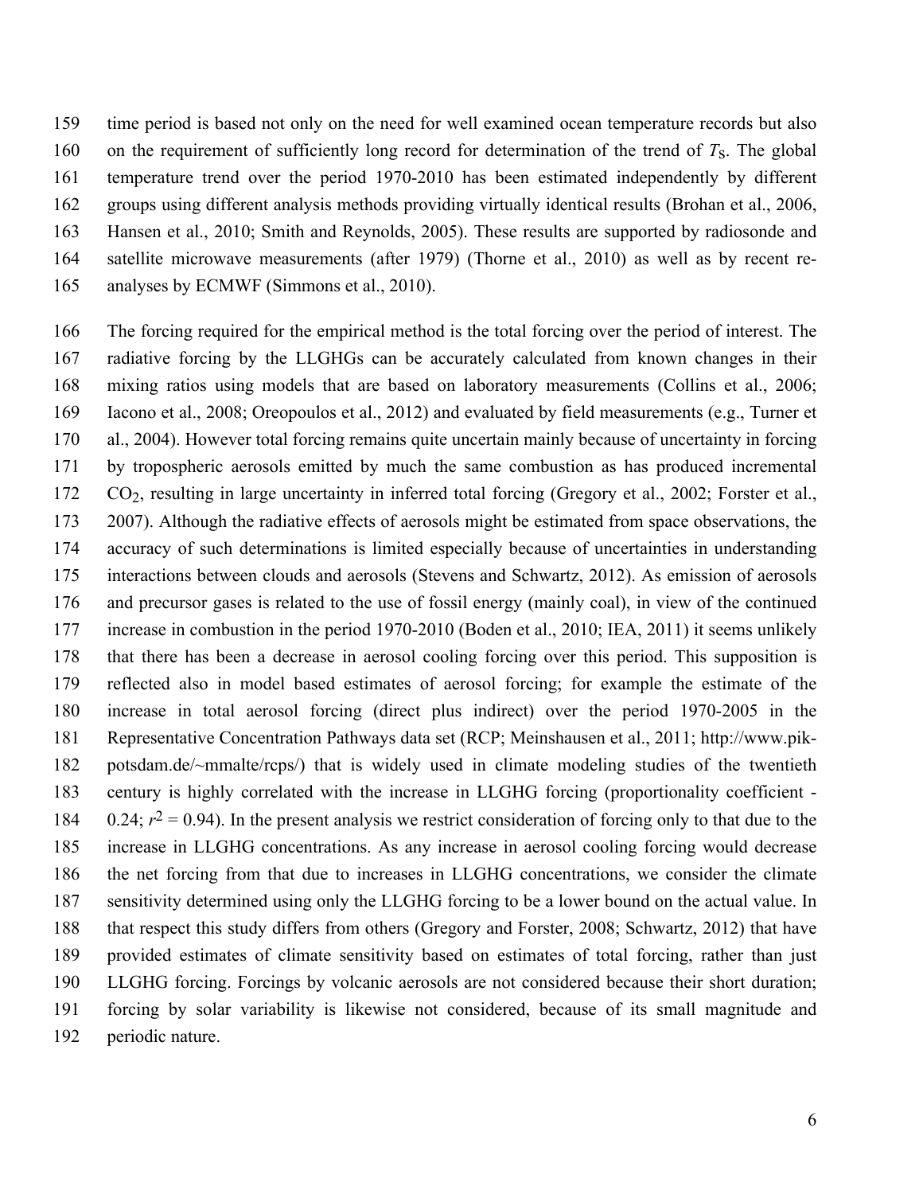time period is based not only on the need for well examined ocean temperature records but also on the requirement of sufficiently long record for determination of the trend of $T_S$. The global temperature trend over the period 1970-2010 has been estimated independently by different groups using different analysis methods providing virtually identical results (Brohan et al., 2006, Hansen et al., 2010; Smith and Reynolds, 2005). These results are supported by radiosonde and satellite microwave measurements (after 1979) (Thorne et al., 2010) as well as by recent re-analyses by ECMWF (Simmons et al., 2010).

The forcing required for the empirical method is the total forcing over the period of interest. The radiative forcing by the LLGHGs can be accurately calculated from known changes in their mixing ratios using models that are based on laboratory measurements (Collins et al., 2006; Iacono et al., 2008; Oreopoulos et al., 2012) and evaluated by field measurements (e.g., Turner et al., 2004). However total forcing remains quite uncertain mainly because of uncertainty in forcing by tropospheric aerosols emitted by much the same combustion as has produced incremental $CO_2$, resulting in large uncertainty in inferred total forcing (Gregory et al., 2002; Forster et al., 2007). Although the radiative effects of aerosols might be estimated from space observations, the accuracy of such determinations is limited especially because of uncertainties in understanding interactions between clouds and aerosols (Stevens and Schwartz, 2012). As emission of aerosols and precursor gases is related to the use of fossil energy (mainly coal), in view of the continued increase in combustion in the period 1970-2010 (Boden et al., 2010; IEA, 2011) it seems unlikely that there has been a decrease in aerosol cooling forcing over this period. This supposition is reflected also in model based estimates of aerosol forcing; for example the estimate of the increase in total aerosol forcing (direct plus indirect) over the period 1970-2005 in the Representative Concentration Pathways data set (RCP; Meinshausen et al., 2011; http://www.pik-potsdam.de/~mmalte/rcps/) that is widely used in climate modeling studies of the twentieth century is highly correlated with the increase in LLGHG forcing (proportionality coefficient -0.24; $r^2 = 0.94$). In the present analysis we restrict consideration of forcing only to that due to the increase in LLGHG concentrations. As any increase in aerosol cooling forcing would decrease the net forcing from that due to increases in LLGHG concentrations, we consider the climate sensitivity determined using only the LLGHG forcing to be a lower bound on the actual value. In that respect this study differs from others (Gregory and Forster, 2008; Schwartz, 2012) that have provided estimates of climate sensitivity based on estimates of total forcing, rather than just LLGHG forcing. Forcings by volcanic aerosols are not considered because their short duration; forcing by solar variability is likewise not considered, because of its small magnitude and periodic nature.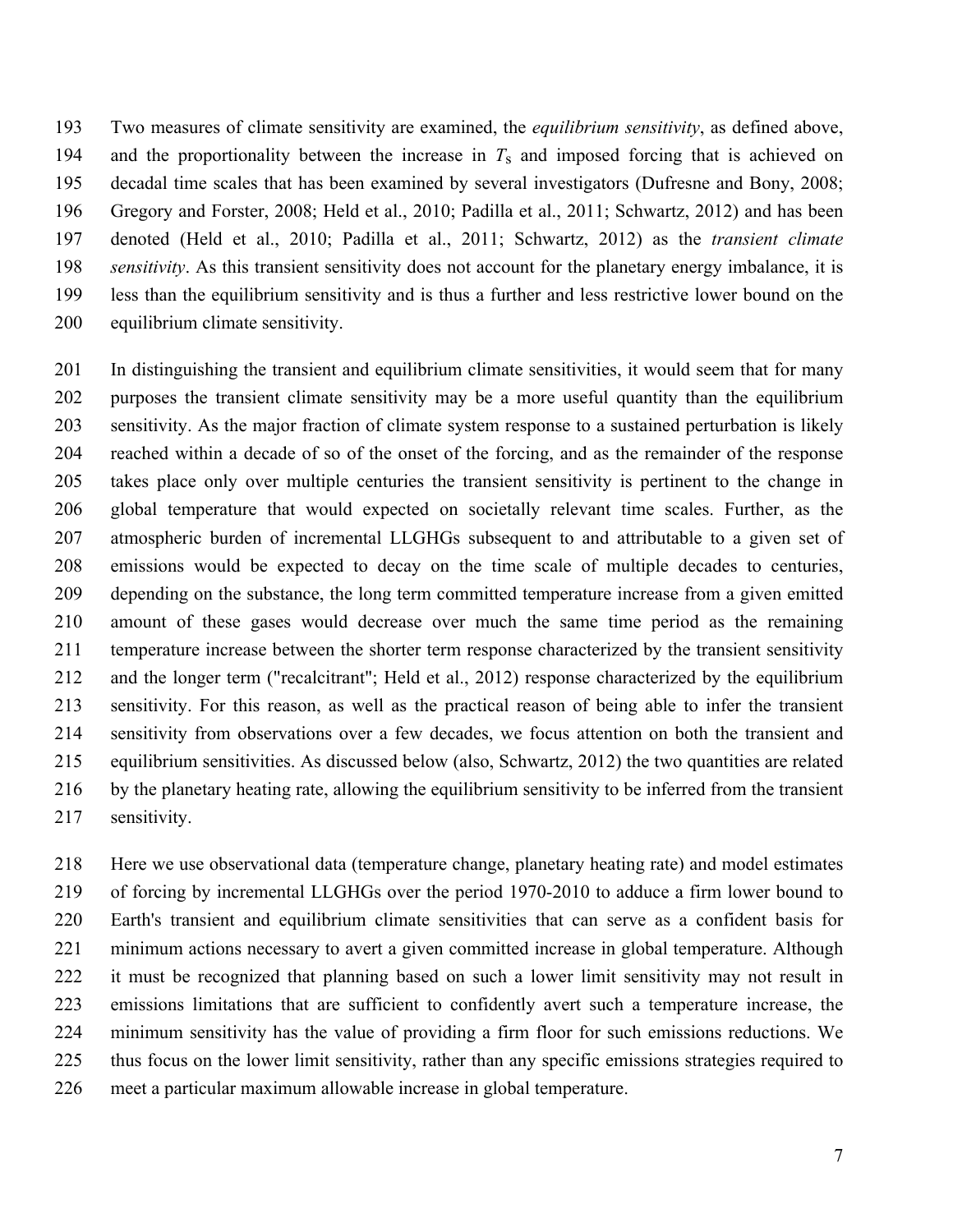Two measures of climate sensitivity are examined, the *equilibrium sensitivity*, as defined above, and the proportionality between the increase in $T_s$ and imposed forcing that is achieved on decadal time scales that has been examined by several investigators (Dufresne and Bony, 2008; Gregory and Forster, 2008; Held et al., 2010; Padilla et al., 2011; Schwartz, 2012) and has been denoted (Held et al., 2010; Padilla et al., 2011; Schwartz, 2012) as the *transient climate sensitivity*. As this transient sensitivity does not account for the planetary energy imbalance, it is less than the equilibrium sensitivity and is thus a further and less restrictive lower bound on the equilibrium climate sensitivity.

In distinguishing the transient and equilibrium climate sensitivities, it would seem that for many purposes the transient climate sensitivity may be a more useful quantity than the equilibrium sensitivity. As the major fraction of climate system response to a sustained perturbation is likely reached within a decade of so of the onset of the forcing, and as the remainder of the response takes place only over multiple centuries the transient sensitivity is pertinent to the change in global temperature that would expected on societally relevant time scales. Further, as the atmospheric burden of incremental LLGHGs subsequent to and attributable to a given set of emissions would be expected to decay on the time scale of multiple decades to centuries, depending on the substance, the long term committed temperature increase from a given emitted amount of these gases would decrease over much the same time period as the remaining temperature increase between the shorter term response characterized by the transient sensitivity and the longer term ("recalcitrant"; Held et al., 2012) response characterized by the equilibrium sensitivity. For this reason, as well as the practical reason of being able to infer the transient sensitivity from observations over a few decades, we focus attention on both the transient and equilibrium sensitivities. As discussed below (also, Schwartz, 2012) the two quantities are related by the planetary heating rate, allowing the equilibrium sensitivity to be inferred from the transient sensitivity.

Here we use observational data (temperature change, planetary heating rate) and model estimates of forcing by incremental LLGHGs over the period 1970-2010 to adduce a firm lower bound to Earth's transient and equilibrium climate sensitivities that can serve as a confident basis for minimum actions necessary to avert a given committed increase in global temperature. Although it must be recognized that planning based on such a lower limit sensitivity may not result in emissions limitations that are sufficient to confidently avert such a temperature increase, the minimum sensitivity has the value of providing a firm floor for such emissions reductions. We thus focus on the lower limit sensitivity, rather than any specific emissions strategies required to meet a particular maximum allowable increase in global temperature.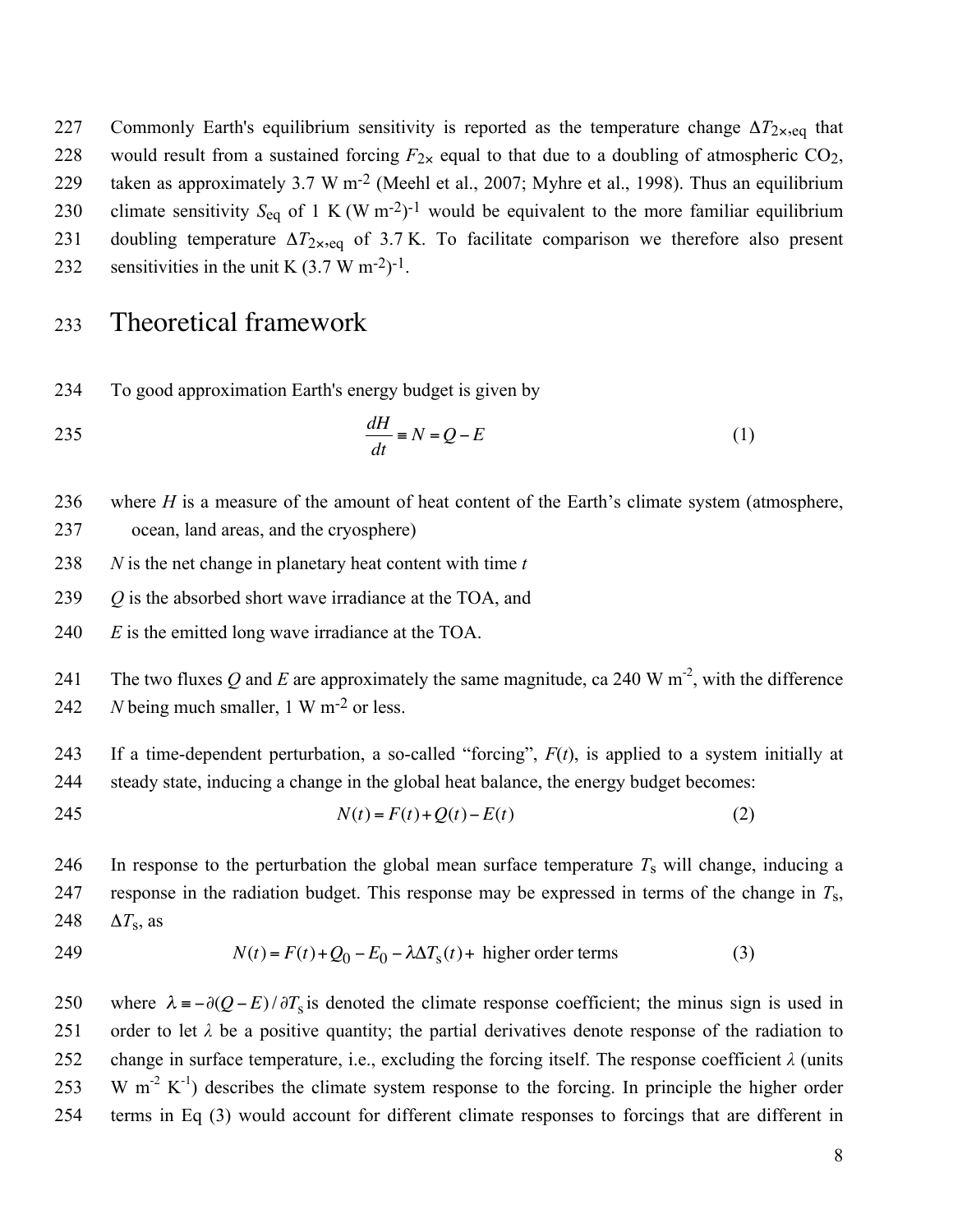Commonly Earth's equilibrium sensitivity is reported as the temperature change $\Delta T_{2\times,\mathrm{eq}}$ that would result from a sustained forcing $F_{2\times}$ equal to that due to a doubling of atmospheric $CO_2$, taken as approximately 3.7 W m$^{-2}$ (Meehl et al., 2007; Myhre et al., 1998). Thus an equilibrium climate sensitivity $S_{\mathrm{eq}}$ of 1 K (W m$^{-2}$)$^{-1}$ would be equivalent to the more familiar equilibrium doubling temperature $\Delta T_{2\times,\mathrm{eq}}$ of 3.7 K. To facilitate comparison we therefore also present sensitivities in the unit K (3.7 W m$^{-2}$)$^{-1}$.

# Theoretical framework

To good approximation Earth's energy budget is given by

$$\frac{dH}{dt} \equiv N = Q - E \qquad (1)$$

where $H$ is a measure of the amount of heat content of the Earth's climate system (atmosphere, ocean, land areas, and the cryosphere)

$N$ is the net change in planetary heat content with time $t$

$Q$ is the absorbed short wave irradiance at the TOA, and

$E$ is the emitted long wave irradiance at the TOA.

The two fluxes $Q$ and $E$ are approximately the same magnitude, ca 240 W m$^{-2}$, with the difference $N$ being much smaller, 1 W m$^{-2}$ or less.

If a time-dependent perturbation, a so-called "forcing", $F(t)$, is applied to a system initially at steady state, inducing a change in the global heat balance, the energy budget becomes:

$$N(t) = F(t) + Q(t) - E(t) \qquad (2)$$

In response to the perturbation the global mean surface temperature $T_{\mathrm{s}}$ will change, inducing a response in the radiation budget. This response may be expressed in terms of the change in $T_{\mathrm{s}}$, $\Delta T_{\mathrm{s}}$, as

$$N(t) = F(t) + Q_0 - E_0 - \lambda \Delta T_{\mathrm{s}}(t) + \text{ higher order terms} \qquad (3)$$

where $\lambda \equiv -\partial(Q-E)/\partial T_{\mathrm{s}}$ is denoted the climate response coefficient; the minus sign is used in order to let $\lambda$ be a positive quantity; the partial derivatives denote response of the radiation to change in surface temperature, i.e., excluding the forcing itself. The response coefficient $\lambda$ (units W m$^{-2}$ K$^{-1}$) describes the climate system response to the forcing. In principle the higher order terms in Eq (3) would account for different climate responses to forcings that are different in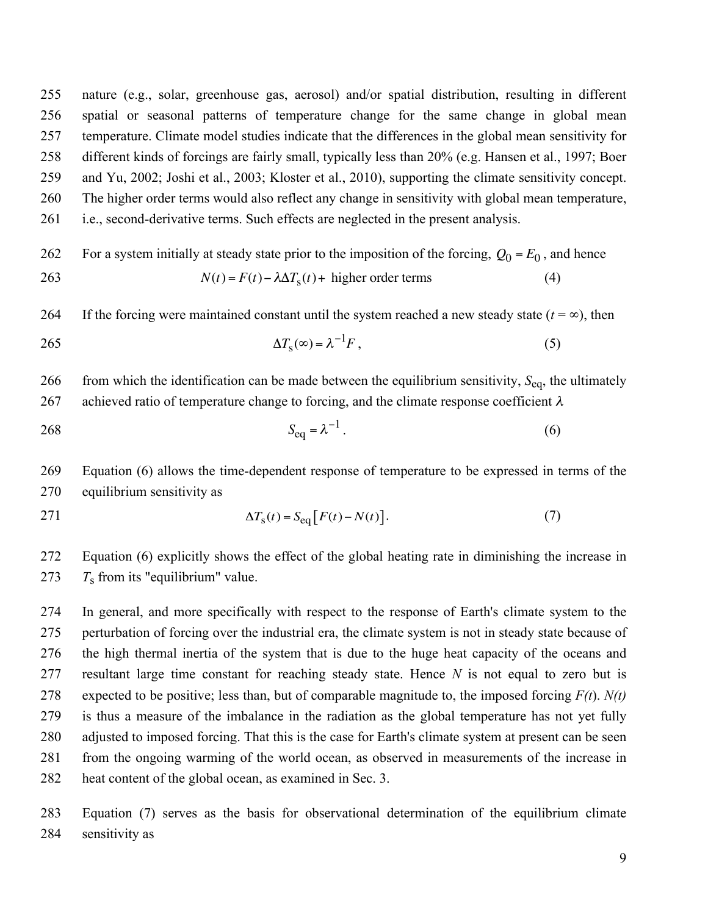nature (e.g., solar, greenhouse gas, aerosol) and/or spatial distribution, resulting in different spatial or seasonal patterns of temperature change for the same change in global mean temperature. Climate model studies indicate that the differences in the global mean sensitivity for different kinds of forcings are fairly small, typically less than 20% (e.g. Hansen et al., 1997; Boer and Yu, 2002; Joshi et al., 2003; Kloster et al., 2010), supporting the climate sensitivity concept. The higher order terms would also reflect any change in sensitivity with global mean temperature, i.e., second-derivative terms. Such effects are neglected in the present analysis.

For a system initially at steady state prior to the imposition of the forcing, $Q_0 = E_0$, and hence

$$N(t) = F(t) - \lambda \Delta T_{\mathrm{s}}(t) + \text{ higher order terms} \tag{4}$$

If the forcing were maintained constant until the system reached a new steady state ($t = \infty$), then

$$\Delta T_{\mathrm{s}}(\infty) = \lambda^{-1} F \,, \tag{5}$$

from which the identification can be made between the equilibrium sensitivity, $S_{\mathrm{eq}}$, the ultimately achieved ratio of temperature change to forcing, and the climate response coefficient $\lambda$

$$S_{\mathrm{eq}} = \lambda^{-1} \,. \tag{6}$$

Equation (6) allows the time-dependent response of temperature to be expressed in terms of the equilibrium sensitivity as

$$\Delta T_{\mathrm{s}}(t) = S_{\mathrm{eq}} \left[ F(t) - N(t) \right]. \tag{7}$$

Equation (6) explicitly shows the effect of the global heating rate in diminishing the increase in $T_{\mathrm{s}}$ from its "equilibrium" value.

In general, and more specifically with respect to the response of Earth's climate system to the perturbation of forcing over the industrial era, the climate system is not in steady state because of the high thermal inertia of the system that is due to the huge heat capacity of the oceans and resultant large time constant for reaching steady state. Hence $N$ is not equal to zero but is expected to be positive; less than, but of comparable magnitude to, the imposed forcing $F(t)$. $N(t)$ is thus a measure of the imbalance in the radiation as the global temperature has not yet fully adjusted to imposed forcing. That this is the case for Earth's climate system at present can be seen from the ongoing warming of the world ocean, as observed in measurements of the increase in heat content of the global ocean, as examined in Sec. 3.

Equation (7) serves as the basis for observational determination of the equilibrium climate sensitivity as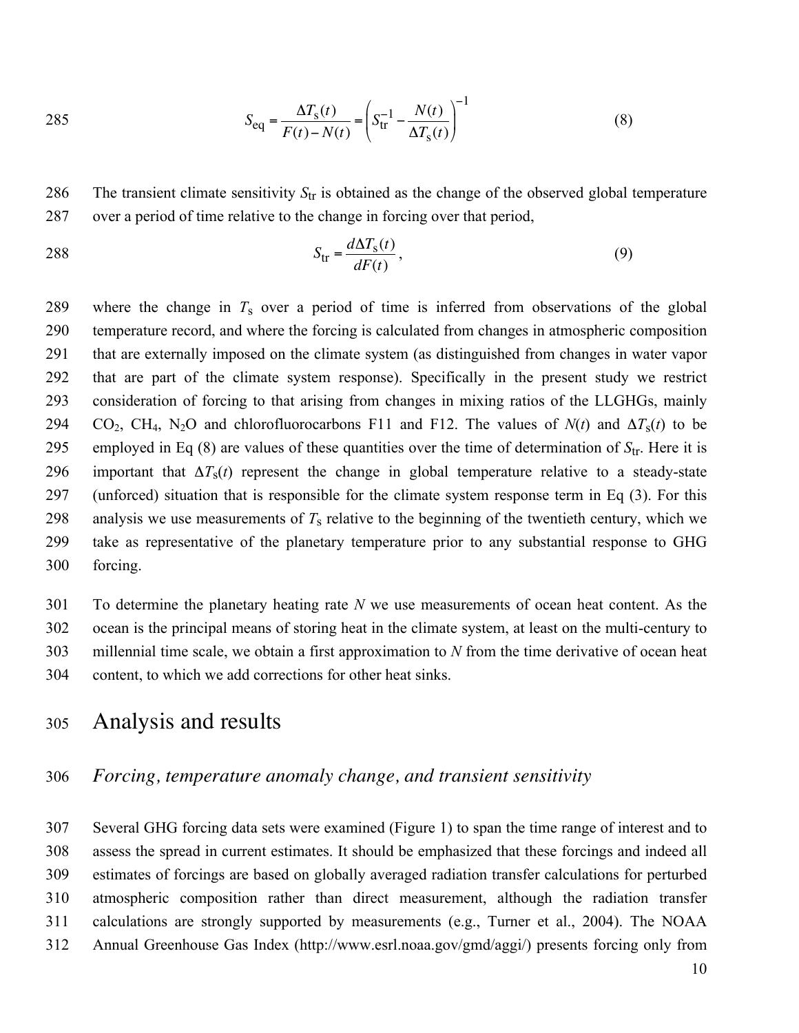$$S_{\text{eq}} = \frac{\Delta T_{\text{s}}(t)}{F(t) - N(t)} = \left( S_{\text{tr}}^{-1} - \frac{N(t)}{\Delta T_{\text{s}}(t)} \right)^{-1} \tag{8}$$

The transient climate sensitivity $S_{\text{tr}}$ is obtained as the change of the observed global temperature over a period of time relative to the change in forcing over that period,

$$S_{\text{tr}} = \frac{d\Delta T_{\text{s}}(t)}{dF(t)}, \tag{9}$$

where the change in $T_{\text{s}}$ over a period of time is inferred from observations of the global temperature record, and where the forcing is calculated from changes in atmospheric composition that are externally imposed on the climate system (as distinguished from changes in water vapor that are part of the climate system response). Specifically in the present study we restrict consideration of forcing to that arising from changes in mixing ratios of the LLGHGs, mainly $CO_2$, $CH_4$, $N_2O$ and chlorofluorocarbons F11 and F12. The values of $N(t)$ and $\Delta T_{\text{s}}(t)$ to be employed in Eq (8) are values of these quantities over the time of determination of $S_{\text{tr}}$. Here it is important that $\Delta T_{\text{s}}(t)$ represent the change in global temperature relative to a steady-state (unforced) situation that is responsible for the climate system response term in Eq (3). For this analysis we use measurements of $T_{\text{s}}$ relative to the beginning of the twentieth century, which we take as representative of the planetary temperature prior to any substantial response to GHG forcing.

To determine the planetary heating rate $N$ we use measurements of ocean heat content. As the ocean is the principal means of storing heat in the climate system, at least on the multi-century to millennial time scale, we obtain a first approximation to $N$ from the time derivative of ocean heat content, to which we add corrections for other heat sinks.

# Analysis and results

## *Forcing, temperature anomaly change, and transient sensitivity*

Several GHG forcing data sets were examined (Figure 1) to span the time range of interest and to assess the spread in current estimates. It should be emphasized that these forcings and indeed all estimates of forcings are based on globally averaged radiation transfer calculations for perturbed atmospheric composition rather than direct measurement, although the radiation transfer calculations are strongly supported by measurements (e.g., Turner et al., 2004). The NOAA Annual Greenhouse Gas Index (http://www.esrl.noaa.gov/gmd/aggi/) presents forcing only from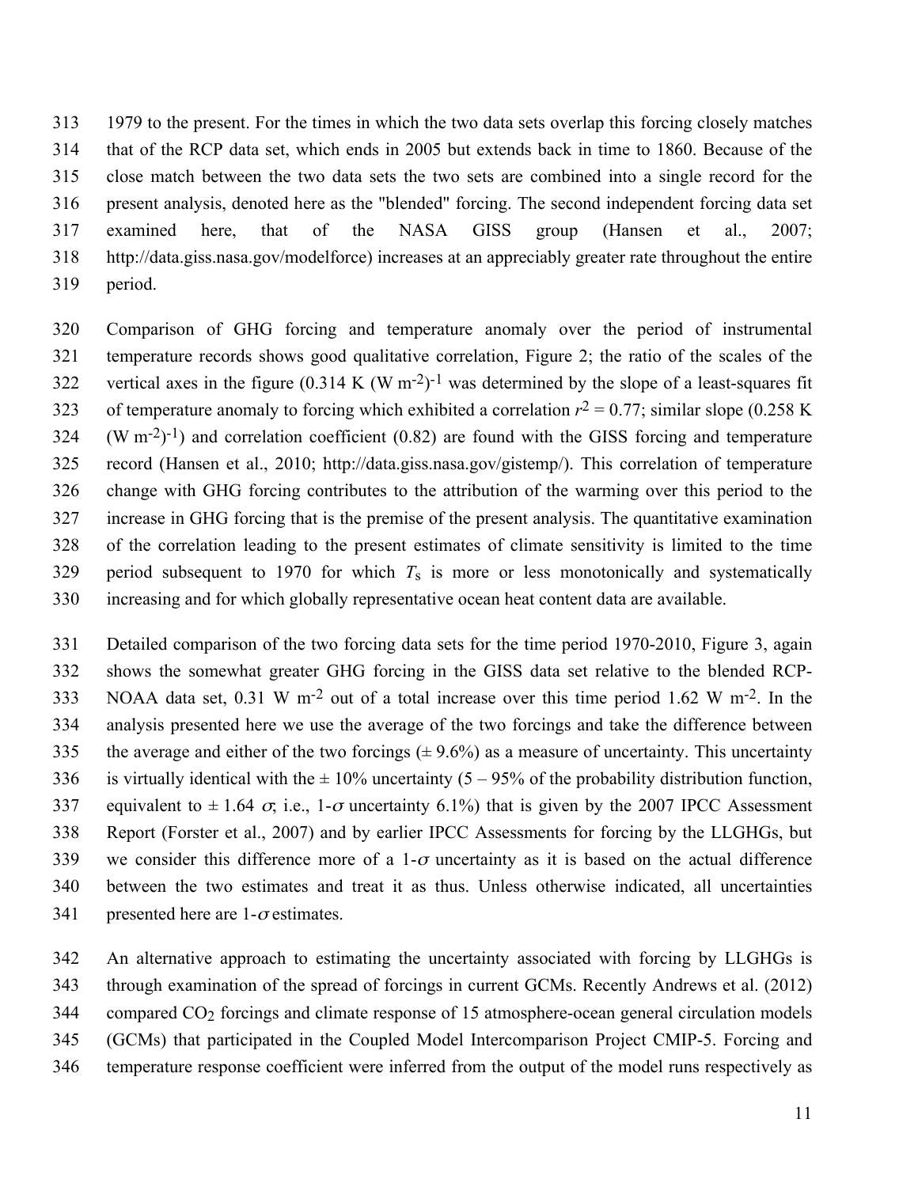1979 to the present. For the times in which the two data sets overlap this forcing closely matches that of the RCP data set, which ends in 2005 but extends back in time to 1860. Because of the close match between the two data sets the two sets are combined into a single record for the present analysis, denoted here as the "blended" forcing. The second independent forcing data set examined here, that of the NASA GISS group (Hansen et al., 2007; http://data.giss.nasa.gov/modelforce) increases at an appreciably greater rate throughout the entire period.

Comparison of GHG forcing and temperature anomaly over the period of instrumental temperature records shows good qualitative correlation, Figure 2; the ratio of the scales of the vertical axes in the figure (0.314 K $(\mathrm{W\ m^{-2}})^{-1}$ was determined by the slope of a least-squares fit of temperature anomaly to forcing which exhibited a correlation $r^2 = 0.77$; similar slope (0.258 K $(\mathrm{W\ m^{-2}})^{-1}$) and correlation coefficient (0.82) are found with the GISS forcing and temperature record (Hansen et al., 2010; http://data.giss.nasa.gov/gistemp/). This correlation of temperature change with GHG forcing contributes to the attribution of the warming over this period to the increase in GHG forcing that is the premise of the present analysis. The quantitative examination of the correlation leading to the present estimates of climate sensitivity is limited to the time period subsequent to 1970 for which $T_s$ is more or less monotonically and systematically increasing and for which globally representative ocean heat content data are available.

Detailed comparison of the two forcing data sets for the time period 1970-2010, Figure 3, again shows the somewhat greater GHG forcing in the GISS data set relative to the blended RCP-NOAA data set, 0.31 W m$^{-2}$ out of a total increase over this time period 1.62 W m$^{-2}$. In the analysis presented here we use the average of the two forcings and take the difference between the average and either of the two forcings ($\pm$ 9.6%) as a measure of uncertainty. This uncertainty is virtually identical with the $\pm$ 10% uncertainty (5 – 95% of the probability distribution function, equivalent to $\pm$ 1.64 $\sigma$; i.e., 1-$\sigma$ uncertainty 6.1%) that is given by the 2007 IPCC Assessment Report (Forster et al., 2007) and by earlier IPCC Assessments for forcing by the LLGHGs, but we consider this difference more of a 1-$\sigma$ uncertainty as it is based on the actual difference between the two estimates and treat it as thus. Unless otherwise indicated, all uncertainties presented here are 1-$\sigma$ estimates.

An alternative approach to estimating the uncertainty associated with forcing by LLGHGs is through examination of the spread of forcings in current GCMs. Recently Andrews et al. (2012) compared $CO_2$ forcings and climate response of 15 atmosphere-ocean general circulation models (GCMs) that participated in the Coupled Model Intercomparison Project CMIP-5. Forcing and temperature response coefficient were inferred from the output of the model runs respectively as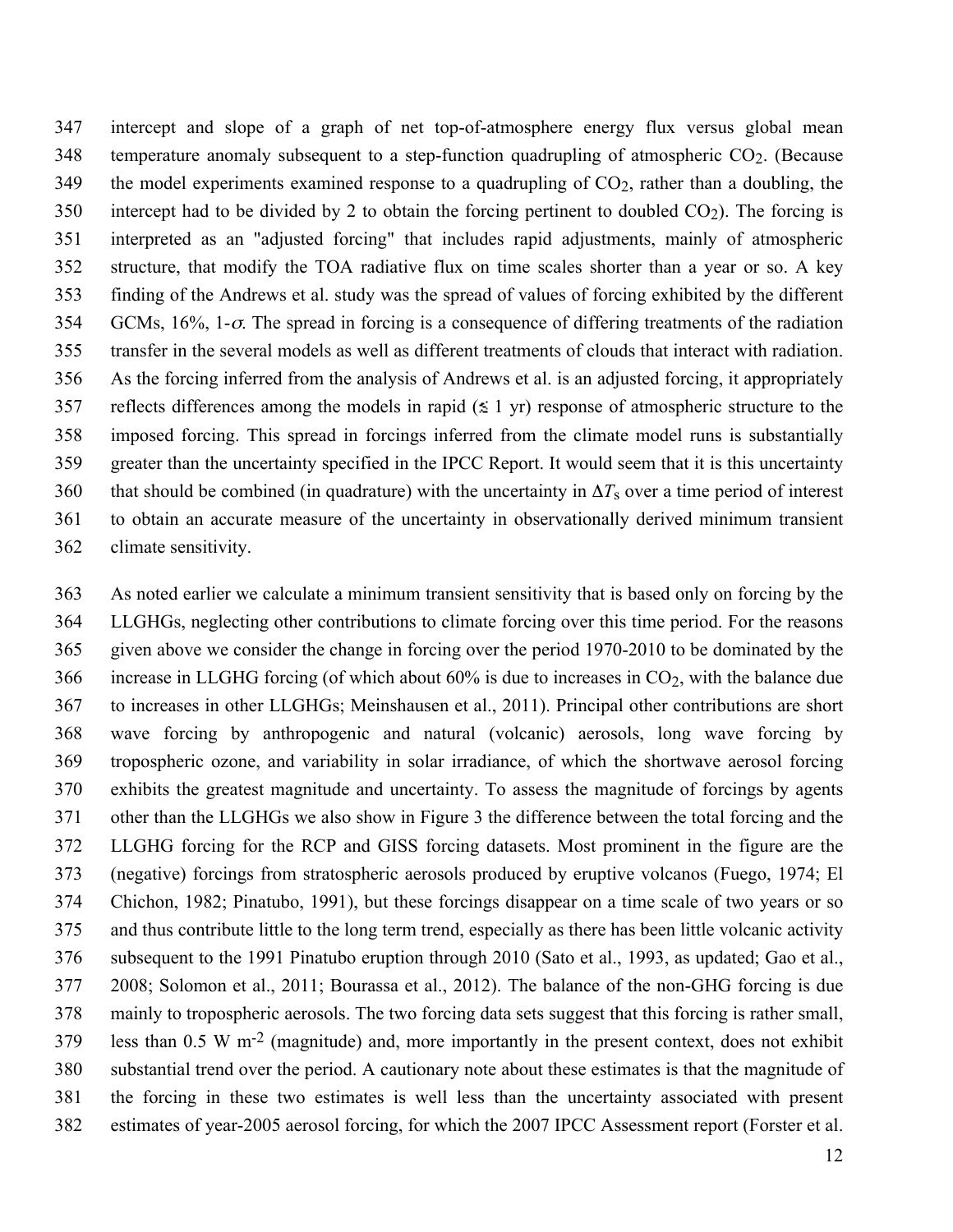intercept and slope of a graph of net top-of-atmosphere energy flux versus global mean temperature anomaly subsequent to a step-function quadrupling of atmospheric $CO_2$. (Because the model experiments examined response to a quadrupling of $CO_2$, rather than a doubling, the intercept had to be divided by 2 to obtain the forcing pertinent to doubled $CO_2$). The forcing is interpreted as an "adjusted forcing" that includes rapid adjustments, mainly of atmospheric structure, that modify the TOA radiative flux on time scales shorter than a year or so. A key finding of the Andrews et al. study was the spread of values of forcing exhibited by the different GCMs, 16%, 1-$\sigma$. The spread in forcing is a consequence of differing treatments of the radiation transfer in the several models as well as different treatments of clouds that interact with radiation. As the forcing inferred from the analysis of Andrews et al. is an adjusted forcing, it appropriately reflects differences among the models in rapid ($\lesssim$ 1 yr) response of atmospheric structure to the imposed forcing. This spread in forcings inferred from the climate model runs is substantially greater than the uncertainty specified in the IPCC Report. It would seem that it is this uncertainty that should be combined (in quadrature) with the uncertainty in $\Delta T_s$ over a time period of interest to obtain an accurate measure of the uncertainty in observationally derived minimum transient climate sensitivity.

As noted earlier we calculate a minimum transient sensitivity that is based only on forcing by the LLGHGs, neglecting other contributions to climate forcing over this time period. For the reasons given above we consider the change in forcing over the period 1970-2010 to be dominated by the increase in LLGHG forcing (of which about 60% is due to increases in $CO_2$, with the balance due to increases in other LLGHGs; Meinshausen et al., 2011). Principal other contributions are short wave forcing by anthropogenic and natural (volcanic) aerosols, long wave forcing by tropospheric ozone, and variability in solar irradiance, of which the shortwave aerosol forcing exhibits the greatest magnitude and uncertainty. To assess the magnitude of forcings by agents other than the LLGHGs we also show in Figure 3 the difference between the total forcing and the LLGHG forcing for the RCP and GISS forcing datasets. Most prominent in the figure are the (negative) forcings from stratospheric aerosols produced by eruptive volcanos (Fuego, 1974; El Chichon, 1982; Pinatubo, 1991), but these forcings disappear on a time scale of two years or so and thus contribute little to the long term trend, especially as there has been little volcanic activity subsequent to the 1991 Pinatubo eruption through 2010 (Sato et al., 1993, as updated; Gao et al., 2008; Solomon et al., 2011; Bourassa et al., 2012). The balance of the non-GHG forcing is due mainly to tropospheric aerosols. The two forcing data sets suggest that this forcing is rather small, less than 0.5 W m$^{-2}$ (magnitude) and, more importantly in the present context, does not exhibit substantial trend over the period. A cautionary note about these estimates is that the magnitude of the forcing in these two estimates is well less than the uncertainty associated with present estimates of year-2005 aerosol forcing, for which the 2007 IPCC Assessment report (Forster et al.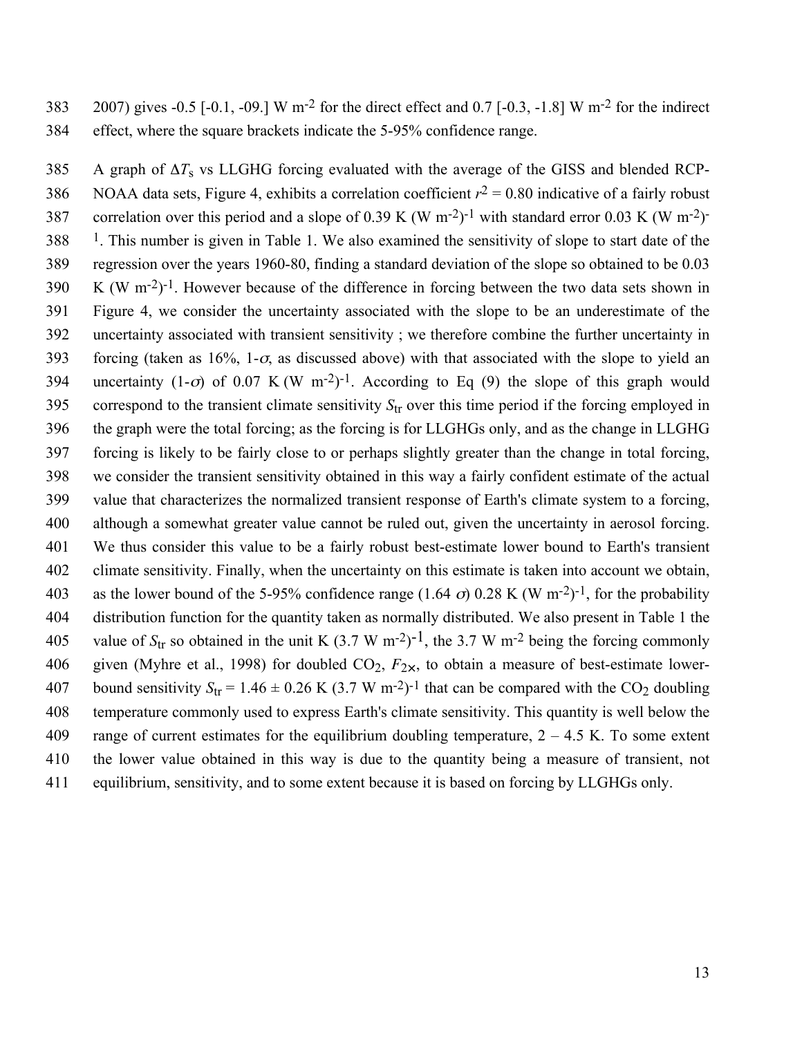2007) gives -0.5 [-0.1, -09.] W $m^{-2}$ for the direct effect and 0.7 [-0.3, -1.8] W $m^{-2}$ for the indirect effect, where the square brackets indicate the 5-95% confidence range.

A graph of $\Delta T_s$ vs LLGHG forcing evaluated with the average of the GISS and blended RCP-NOAA data sets, Figure 4, exhibits a correlation coefficient $r^2 = 0.80$ indicative of a fairly robust correlation over this period and a slope of 0.39 K (W $m^{-2})^{-1}$ with standard error 0.03 K (W $m^{-2})^{-1}$. This number is given in Table 1. We also examined the sensitivity of slope to start date of the regression over the years 1960-80, finding a standard deviation of the slope so obtained to be 0.03 K (W $m^{-2})^{-1}$. However because of the difference in forcing between the two data sets shown in Figure 4, we consider the uncertainty associated with the slope to be an underestimate of the uncertainty associated with transient sensitivity ; we therefore combine the further uncertainty in forcing (taken as 16%, 1-$\sigma$, as discussed above) with that associated with the slope to yield an uncertainty (1-$\sigma$) of 0.07 K (W $m^{-2})^{-1}$. According to Eq (9) the slope of this graph would correspond to the transient climate sensitivity $S_{tr}$ over this time period if the forcing employed in the graph were the total forcing; as the forcing is for LLGHGs only, and as the change in LLGHG forcing is likely to be fairly close to or perhaps slightly greater than the change in total forcing, we consider the transient sensitivity obtained in this way a fairly confident estimate of the actual value that characterizes the normalized transient response of Earth's climate system to a forcing, although a somewhat greater value cannot be ruled out, given the uncertainty in aerosol forcing. We thus consider this value to be a fairly robust best-estimate lower bound to Earth's transient climate sensitivity. Finally, when the uncertainty on this estimate is taken into account we obtain, as the lower bound of the 5-95% confidence range (1.64 $\sigma$) 0.28 K (W $m^{-2})^{-1}$, for the probability distribution function for the quantity taken as normally distributed. We also present in Table 1 the value of $S_{tr}$ so obtained in the unit K (3.7 W $m^{-2})^{-1}$, the 3.7 W $m^{-2}$ being the forcing commonly given (Myhre et al., 1998) for doubled $CO_2$, $F_{2\times}$, to obtain a measure of best-estimate lower-bound sensitivity $S_{tr} = 1.46 \pm 0.26$ K (3.7 W $m^{-2})^{-1}$ that can be compared with the $CO_2$ doubling temperature commonly used to express Earth's climate sensitivity. This quantity is well below the range of current estimates for the equilibrium doubling temperature, 2 – 4.5 K. To some extent the lower value obtained in this way is due to the quantity being a measure of transient, not equilibrium, sensitivity, and to some extent because it is based on forcing by LLGHGs only.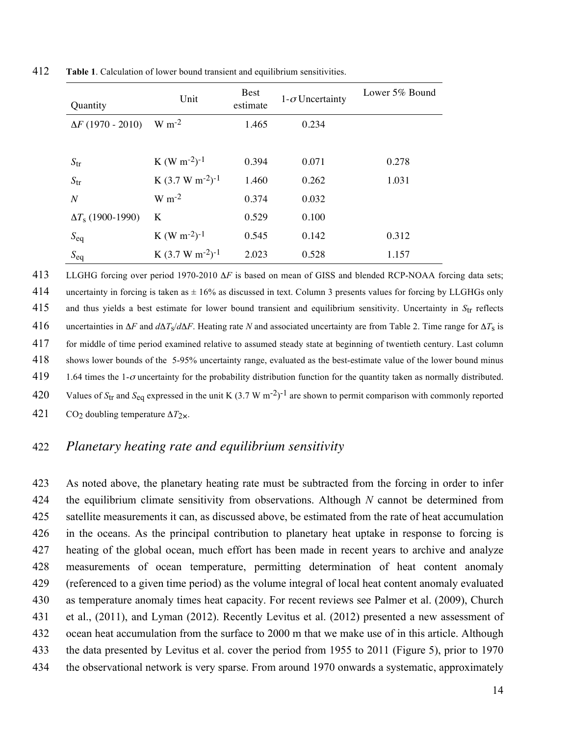**Table 1**. Calculation of lower bound transient and equilibrium sensitivities.

| Quantity | Unit | Best estimate | 1-$\sigma$ Uncertainty | Lower 5% Bound |
|---|---|---|---|---|
| $\Delta F$ (1970 - 2010) | W m$^{-2}$ | 1.465 | 0.234 | |
| | | | | |
| $S_{\mathrm{tr}}$ | K (W m$^{-2}$)$^{-1}$ | 0.394 | 0.071 | 0.278 |
| $S_{\mathrm{tr}}$ | K (3.7 W m$^{-2}$)$^{-1}$ | 1.460 | 0.262 | 1.031 |
| $N$ | W m$^{-2}$ | 0.374 | 0.032 | |
| $\Delta T_{\mathrm{s}}$ (1900-1990) | K | 0.529 | 0.100 | |
| $S_{\mathrm{eq}}$ | K (W m$^{-2}$)$^{-1}$ | 0.545 | 0.142 | 0.312 |
| $S_{\mathrm{eq}}$ | K (3.7 W m$^{-2}$)$^{-1}$ | 2.023 | 0.528 | 1.157 |

LLGHG forcing over period 1970-2010 $\Delta F$ is based on mean of GISS and blended RCP-NOAA forcing data sets; uncertainty in forcing is taken as ± 16% as discussed in text. Column 3 presents values for forcing by LLGHGs only and thus yields a best estimate for lower bound transient and equilibrium sensitivity. Uncertainty in $S_{\mathrm{tr}}$ reflects uncertainties in $\Delta F$ and $d\Delta T_{\mathrm{s}}/d\Delta F$. Heating rate $N$ and associated uncertainty are from Table 2. Time range for $\Delta T_{\mathrm{s}}$ is for middle of time period examined relative to assumed steady state at beginning of twentieth century. Last column shows lower bounds of the 5-95% uncertainty range, evaluated as the best-estimate value of the lower bound minus 1.64 times the 1-$\sigma$ uncertainty for the probability distribution function for the quantity taken as normally distributed. Values of $S_{\mathrm{tr}}$ and $S_{\mathrm{eq}}$ expressed in the unit K (3.7 W m$^{-2}$)$^{-1}$ are shown to permit comparison with commonly reported $CO_2$ doubling temperature $\Delta T_{2\times}$.

## *Planetary heating rate and equilibrium sensitivity*

As noted above, the planetary heating rate must be subtracted from the forcing in order to infer the equilibrium climate sensitivity from observations. Although $N$ cannot be determined from satellite measurements it can, as discussed above, be estimated from the rate of heat accumulation in the oceans. As the principal contribution to planetary heat uptake in response to forcing is heating of the global ocean, much effort has been made in recent years to archive and analyze measurements of ocean temperature, permitting determination of heat content anomaly (referenced to a given time period) as the volume integral of local heat content anomaly evaluated as temperature anomaly times heat capacity. For recent reviews see Palmer et al. (2009), Church et al., (2011), and Lyman (2012). Recently Levitus et al. (2012) presented a new assessment of ocean heat accumulation from the surface to 2000 m that we make use of in this article. Although the data presented by Levitus et al. cover the period from 1955 to 2011 (Figure 5), prior to 1970 the observational network is very sparse. From around 1970 onwards a systematic, approximately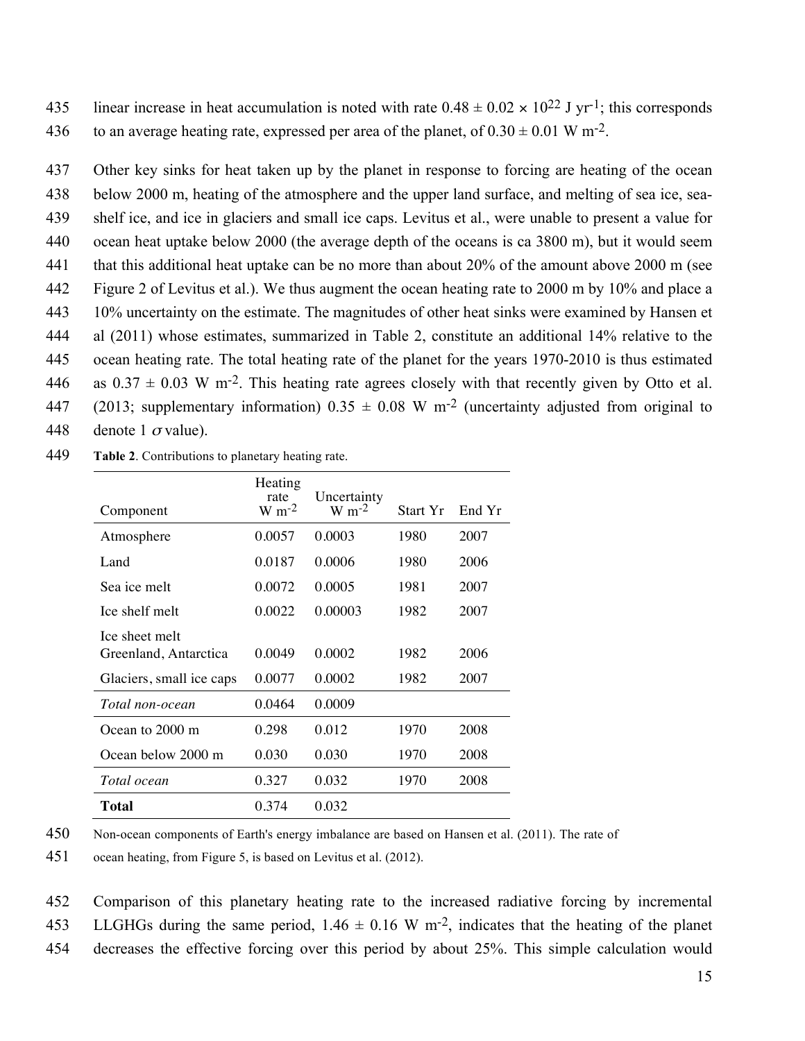linear increase in heat accumulation is noted with rate $0.48 \pm 0.02 \times 10^{22}$ J yr$^{-1}$; this corresponds to an average heating rate, expressed per area of the planet, of $0.30 \pm 0.01$ W m$^{-2}$.

Other key sinks for heat taken up by the planet in response to forcing are heating of the ocean below 2000 m, heating of the atmosphere and the upper land surface, and melting of sea ice, sea-shelf ice, and ice in glaciers and small ice caps. Levitus et al., were unable to present a value for ocean heat uptake below 2000 (the average depth of the oceans is ca 3800 m), but it would seem that this additional heat uptake can be no more than about 20% of the amount above 2000 m (see Figure 2 of Levitus et al.). We thus augment the ocean heating rate to 2000 m by 10% and place a 10% uncertainty on the estimate. The magnitudes of other heat sinks were examined by Hansen et al (2011) whose estimates, summarized in Table 2, constitute an additional 14% relative to the ocean heating rate. The total heating rate of the planet for the years 1970-2010 is thus estimated as $0.37 \pm 0.03$ W m$^{-2}$. This heating rate agrees closely with that recently given by Otto et al. (2013; supplementary information) $0.35 \pm 0.08$ W m$^{-2}$ (uncertainty adjusted from original to denote 1 $\sigma$ value).

**Table 2**. Contributions to planetary heating rate.

| Component | Heating rate W m$^{-2}$ | Uncertainty W m$^{-2}$ | Start Yr | End Yr |
|---|---|---|---|---|
| Atmosphere | 0.0057 | 0.0003 | 1980 | 2007 |
| Land | 0.0187 | 0.0006 | 1980 | 2006 |
| Sea ice melt | 0.0072 | 0.0005 | 1981 | 2007 |
| Ice shelf melt | 0.0022 | 0.00003 | 1982 | 2007 |
| Ice sheet melt Greenland, Antarctica | 0.0049 | 0.0002 | 1982 | 2006 |
| Glaciers, small ice caps | 0.0077 | 0.0002 | 1982 | 2007 |
| *Total non-ocean* | 0.0464 | 0.0009 | | |
| Ocean to 2000 m | 0.298 | 0.012 | 1970 | 2008 |
| Ocean below 2000 m | 0.030 | 0.030 | 1970 | 2008 |
| *Total ocean* | 0.327 | 0.032 | 1970 | 2008 |
| **Total** | 0.374 | 0.032 | | |

Non-ocean components of Earth's energy imbalance are based on Hansen et al. (2011). The rate of ocean heating, from Figure 5, is based on Levitus et al. (2012).

Comparison of this planetary heating rate to the increased radiative forcing by incremental LLGHGs during the same period, $1.46 \pm 0.16$ W m$^{-2}$, indicates that the heating of the planet decreases the effective forcing over this period by about 25%. This simple calculation would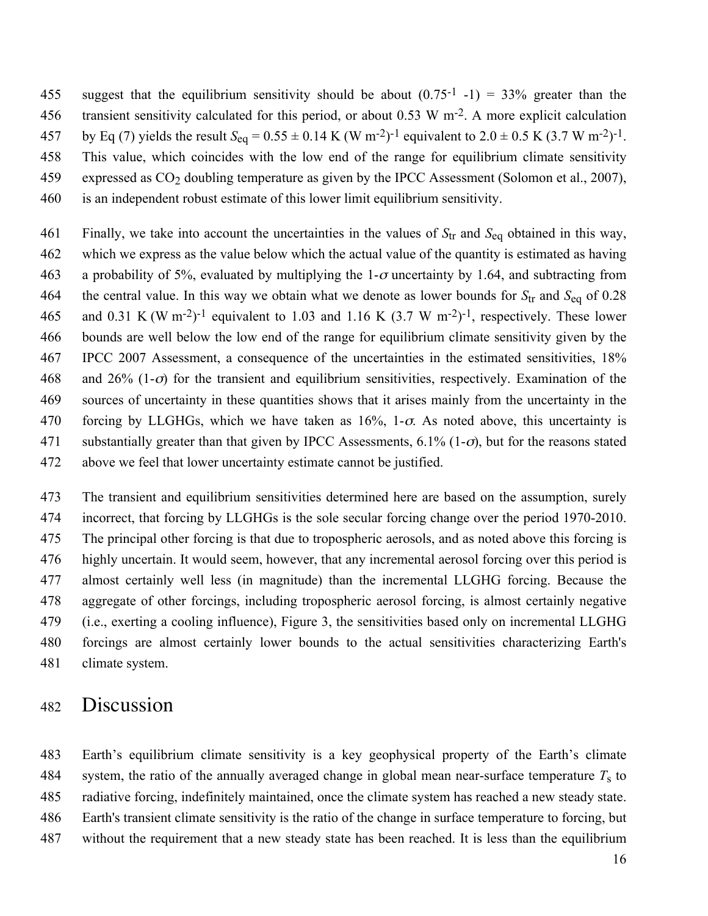suggest that the equilibrium sensitivity should be about $(0.75^{-1} - 1) = 33\%$ greater than the transient sensitivity calculated for this period, or about 0.53 W m$^{-2}$. A more explicit calculation by Eq (7) yields the result $S_{eq} = 0.55 \pm 0.14$ K (W m$^{-2}$)$^{-1}$ equivalent to $2.0 \pm 0.5$ K (3.7 W m$^{-2}$)$^{-1}$. This value, which coincides with the low end of the range for equilibrium climate sensitivity expressed as $CO_2$ doubling temperature as given by the IPCC Assessment (Solomon et al., 2007), is an independent robust estimate of this lower limit equilibrium sensitivity.

Finally, we take into account the uncertainties in the values of $S_{tr}$ and $S_{eq}$ obtained in this way, which we express as the value below which the actual value of the quantity is estimated as having a probability of 5%, evaluated by multiplying the 1-$\sigma$ uncertainty by 1.64, and subtracting from the central value. In this way we obtain what we denote as lower bounds for $S_{tr}$ and $S_{eq}$ of 0.28 and 0.31 K (W m$^{-2}$)$^{-1}$ equivalent to 1.03 and 1.16 K (3.7 W m$^{-2}$)$^{-1}$, respectively. These lower bounds are well below the low end of the range for equilibrium climate sensitivity given by the IPCC 2007 Assessment, a consequence of the uncertainties in the estimated sensitivities, 18% and 26% (1-$\sigma$) for the transient and equilibrium sensitivities, respectively. Examination of the sources of uncertainty in these quantities shows that it arises mainly from the uncertainty in the forcing by LLGHGs, which we have taken as 16%, 1-$\sigma$. As noted above, this uncertainty is substantially greater than that given by IPCC Assessments, 6.1% (1-$\sigma$), but for the reasons stated above we feel that lower uncertainty estimate cannot be justified.

The transient and equilibrium sensitivities determined here are based on the assumption, surely incorrect, that forcing by LLGHGs is the sole secular forcing change over the period 1970-2010. The principal other forcing is that due to tropospheric aerosols, and as noted above this forcing is highly uncertain. It would seem, however, that any incremental aerosol forcing over this period is almost certainly well less (in magnitude) than the incremental LLGHG forcing. Because the aggregate of other forcings, including tropospheric aerosol forcing, is almost certainly negative (i.e., exerting a cooling influence), Figure 3, the sensitivities based only on incremental LLGHG forcings are almost certainly lower bounds to the actual sensitivities characterizing Earth's climate system.

# Discussion

Earth's equilibrium climate sensitivity is a key geophysical property of the Earth's climate system, the ratio of the annually averaged change in global mean near-surface temperature $T_s$ to radiative forcing, indefinitely maintained, once the climate system has reached a new steady state. Earth's transient climate sensitivity is the ratio of the change in surface temperature to forcing, but without the requirement that a new steady state has been reached. It is less than the equilibrium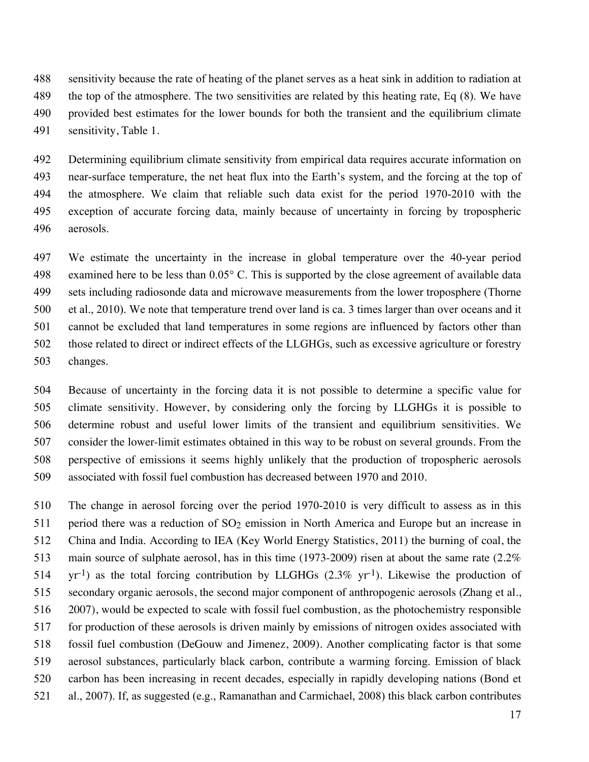sensitivity because the rate of heating of the planet serves as a heat sink in addition to radiation at the top of the atmosphere. The two sensitivities are related by this heating rate, Eq (8). We have provided best estimates for the lower bounds for both the transient and the equilibrium climate sensitivity, Table 1.

Determining equilibrium climate sensitivity from empirical data requires accurate information on near-surface temperature, the net heat flux into the Earth's system, and the forcing at the top of the atmosphere. We claim that reliable such data exist for the period 1970-2010 with the exception of accurate forcing data, mainly because of uncertainty in forcing by tropospheric aerosols.

We estimate the uncertainty in the increase in global temperature over the 40-year period examined here to be less than 0.05° C. This is supported by the close agreement of available data sets including radiosonde data and microwave measurements from the lower troposphere (Thorne et al., 2010). We note that temperature trend over land is ca. 3 times larger than over oceans and it cannot be excluded that land temperatures in some regions are influenced by factors other than those related to direct or indirect effects of the LLGHGs, such as excessive agriculture or forestry changes.

Because of uncertainty in the forcing data it is not possible to determine a specific value for climate sensitivity. However, by considering only the forcing by LLGHGs it is possible to determine robust and useful lower limits of the transient and equilibrium sensitivities. We consider the lower-limit estimates obtained in this way to be robust on several grounds. From the perspective of emissions it seems highly unlikely that the production of tropospheric aerosols associated with fossil fuel combustion has decreased between 1970 and 2010.

The change in aerosol forcing over the period 1970-2010 is very difficult to assess as in this period there was a reduction of $SO_2$ emission in North America and Europe but an increase in China and India. According to IEA (Key World Energy Statistics, 2011) the burning of coal, the main source of sulphate aerosol, has in this time (1973-2009) risen at about the same rate (2.2% $yr^{-1}$) as the total forcing contribution by LLGHGs (2.3% $yr^{-1}$). Likewise the production of secondary organic aerosols, the second major component of anthropogenic aerosols (Zhang et al., 2007), would be expected to scale with fossil fuel combustion, as the photochemistry responsible for production of these aerosols is driven mainly by emissions of nitrogen oxides associated with fossil fuel combustion (DeGouw and Jimenez, 2009). Another complicating factor is that some aerosol substances, particularly black carbon, contribute a warming forcing. Emission of black carbon has been increasing in recent decades, especially in rapidly developing nations (Bond et al., 2007). If, as suggested (e.g., Ramanathan and Carmichael, 2008) this black carbon contributes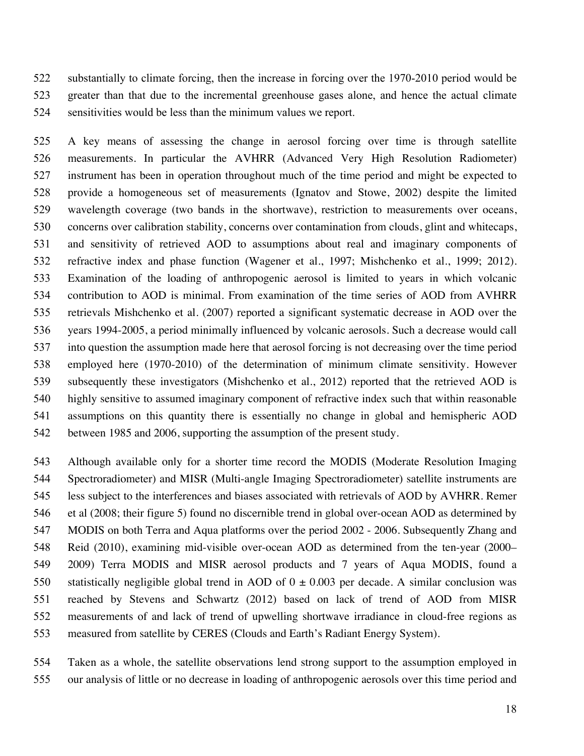substantially to climate forcing, then the increase in forcing over the 1970-2010 period would be greater than that due to the incremental greenhouse gases alone, and hence the actual climate sensitivities would be less than the minimum values we report.

A key means of assessing the change in aerosol forcing over time is through satellite measurements. In particular the AVHRR (Advanced Very High Resolution Radiometer) instrument has been in operation throughout much of the time period and might be expected to provide a homogeneous set of measurements (Ignatov and Stowe, 2002) despite the limited wavelength coverage (two bands in the shortwave), restriction to measurements over oceans, concerns over calibration stability, concerns over contamination from clouds, glint and whitecaps, and sensitivity of retrieved AOD to assumptions about real and imaginary components of refractive index and phase function (Wagener et al., 1997; Mishchenko et al., 1999; 2012). Examination of the loading of anthropogenic aerosol is limited to years in which volcanic contribution to AOD is minimal. From examination of the time series of AOD from AVHRR retrievals Mishchenko et al. (2007) reported a significant systematic decrease in AOD over the years 1994-2005, a period minimally influenced by volcanic aerosols. Such a decrease would call into question the assumption made here that aerosol forcing is not decreasing over the time period employed here (1970-2010) of the determination of minimum climate sensitivity. However subsequently these investigators (Mishchenko et al., 2012) reported that the retrieved AOD is highly sensitive to assumed imaginary component of refractive index such that within reasonable assumptions on this quantity there is essentially no change in global and hemispheric AOD between 1985 and 2006, supporting the assumption of the present study.

Although available only for a shorter time record the MODIS (Moderate Resolution Imaging Spectroradiometer) and MISR (Multi-angle Imaging Spectroradiometer) satellite instruments are less subject to the interferences and biases associated with retrievals of AOD by AVHRR. Remer et al (2008; their figure 5) found no discernible trend in global over-ocean AOD as determined by MODIS on both Terra and Aqua platforms over the period 2002 - 2006. Subsequently Zhang and Reid (2010), examining mid-visible over-ocean AOD as determined from the ten-year (2000–2009) Terra MODIS and MISR aerosol products and 7 years of Aqua MODIS, found a statistically negligible global trend in AOD of $0 \pm 0.003$ per decade. A similar conclusion was reached by Stevens and Schwartz (2012) based on lack of trend of AOD from MISR measurements of and lack of trend of upwelling shortwave irradiance in cloud-free regions as measured from satellite by CERES (Clouds and Earth's Radiant Energy System).

Taken as a whole, the satellite observations lend strong support to the assumption employed in our analysis of little or no decrease in loading of anthropogenic aerosols over this time period and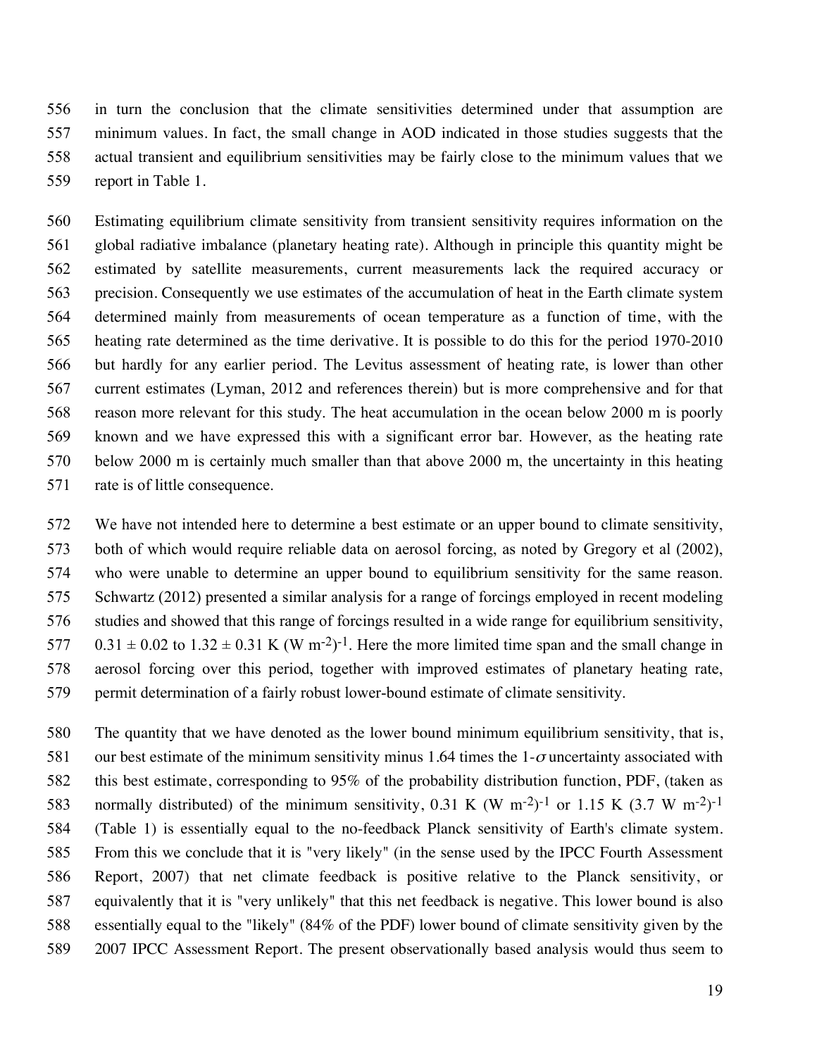in turn the conclusion that the climate sensitivities determined under that assumption are minimum values. In fact, the small change in AOD indicated in those studies suggests that the actual transient and equilibrium sensitivities may be fairly close to the minimum values that we report in Table 1.

Estimating equilibrium climate sensitivity from transient sensitivity requires information on the global radiative imbalance (planetary heating rate). Although in principle this quantity might be estimated by satellite measurements, current measurements lack the required accuracy or precision. Consequently we use estimates of the accumulation of heat in the Earth climate system determined mainly from measurements of ocean temperature as a function of time, with the heating rate determined as the time derivative. It is possible to do this for the period 1970-2010 but hardly for any earlier period. The Levitus assessment of heating rate, is lower than other current estimates (Lyman, 2012 and references therein) but is more comprehensive and for that reason more relevant for this study. The heat accumulation in the ocean below 2000 m is poorly known and we have expressed this with a significant error bar. However, as the heating rate below 2000 m is certainly much smaller than that above 2000 m, the uncertainty in this heating rate is of little consequence.

We have not intended here to determine a best estimate or an upper bound to climate sensitivity, both of which would require reliable data on aerosol forcing, as noted by Gregory et al (2002), who were unable to determine an upper bound to equilibrium sensitivity for the same reason. Schwartz (2012) presented a similar analysis for a range of forcings employed in recent modeling studies and showed that this range of forcings resulted in a wide range for equilibrium sensitivity, $0.31 \pm 0.02$ to $1.32 \pm 0.31$ K (W m$^{-2}$)$^{-1}$. Here the more limited time span and the small change in aerosol forcing over this period, together with improved estimates of planetary heating rate, permit determination of a fairly robust lower-bound estimate of climate sensitivity.

The quantity that we have denoted as the lower bound minimum equilibrium sensitivity, that is, our best estimate of the minimum sensitivity minus 1.64 times the 1-$\sigma$ uncertainty associated with this best estimate, corresponding to 95% of the probability distribution function, PDF, (taken as normally distributed) of the minimum sensitivity, 0.31 K (W m$^{-2}$)$^{-1}$ or 1.15 K (3.7 W m$^{-2}$)$^{-1}$ (Table 1) is essentially equal to the no-feedback Planck sensitivity of Earth's climate system. From this we conclude that it is "very likely" (in the sense used by the IPCC Fourth Assessment Report, 2007) that net climate feedback is positive relative to the Planck sensitivity, or equivalently that it is "very unlikely" that this net feedback is negative. This lower bound is also essentially equal to the "likely" (84% of the PDF) lower bound of climate sensitivity given by the 2007 IPCC Assessment Report. The present observationally based analysis would thus seem to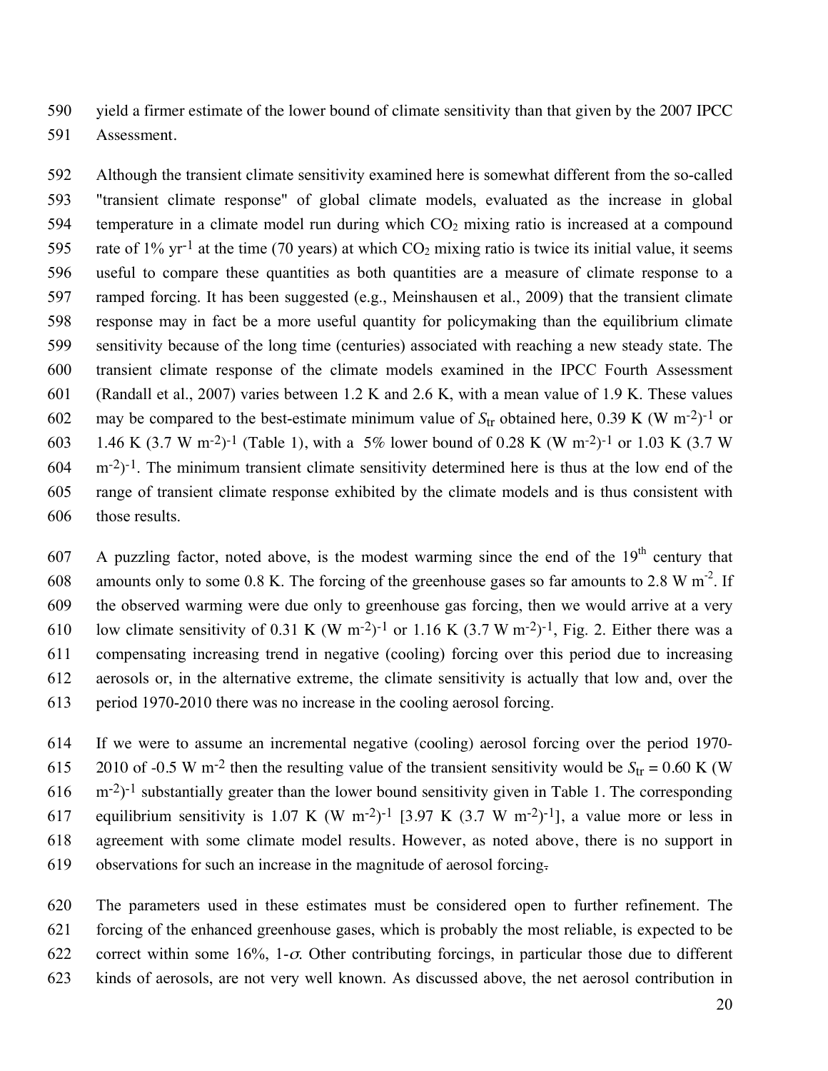yield a firmer estimate of the lower bound of climate sensitivity than that given by the 2007 IPCC Assessment.

Although the transient climate sensitivity examined here is somewhat different from the so-called "transient climate response" of global climate models, evaluated as the increase in global temperature in a climate model run during which $CO_2$ mixing ratio is increased at a compound rate of 1% $yr^{-1}$ at the time (70 years) at which $CO_2$ mixing ratio is twice its initial value, it seems useful to compare these quantities as both quantities are a measure of climate response to a ramped forcing. It has been suggested (e.g., Meinshausen et al., 2009) that the transient climate response may in fact be a more useful quantity for policymaking than the equilibrium climate sensitivity because of the long time (centuries) associated with reaching a new steady state. The transient climate response of the climate models examined in the IPCC Fourth Assessment (Randall et al., 2007) varies between 1.2 K and 2.6 K, with a mean value of 1.9 K. These values may be compared to the best-estimate minimum value of $S_{tr}$ obtained here, 0.39 K (W $m^{-2}$)$^{-1}$ or 1.46 K (3.7 W $m^{-2}$)$^{-1}$ (Table 1), with a 5% lower bound of 0.28 K (W $m^{-2}$)$^{-1}$ or 1.03 K (3.7 W $m^{-2}$)$^{-1}$. The minimum transient climate sensitivity determined here is thus at the low end of the range of transient climate response exhibited by the climate models and is thus consistent with those results.

A puzzling factor, noted above, is the modest warming since the end of the 19$^{th}$ century that amounts only to some 0.8 K. The forcing of the greenhouse gases so far amounts to 2.8 W $m^{-2}$. If the observed warming were due only to greenhouse gas forcing, then we would arrive at a very low climate sensitivity of 0.31 K (W $m^{-2}$)$^{-1}$ or 1.16 K (3.7 W $m^{-2}$)$^{-1}$, Fig. 2. Either there was a compensating increasing trend in negative (cooling) forcing over this period due to increasing aerosols or, in the alternative extreme, the climate sensitivity is actually that low and, over the period 1970-2010 there was no increase in the cooling aerosol forcing.

If we were to assume an incremental negative (cooling) aerosol forcing over the period 1970-2010 of -0.5 W $m^{-2}$ then the resulting value of the transient sensitivity would be $S_{tr}$ = 0.60 K (W $m^{-2}$)$^{-1}$ substantially greater than the lower bound sensitivity given in Table 1. The corresponding equilibrium sensitivity is 1.07 K (W $m^{-2}$)$^{-1}$ [3.97 K (3.7 W $m^{-2}$)$^{-1}$], a value more or less in agreement with some climate model results. However, as noted above, there is no support in observations for such an increase in the magnitude of aerosol forcing.

The parameters used in these estimates must be considered open to further refinement. The forcing of the enhanced greenhouse gases, which is probably the most reliable, is expected to be correct within some 16%, 1-$\sigma$. Other contributing forcings, in particular those due to different kinds of aerosols, are not very well known. As discussed above, the net aerosol contribution in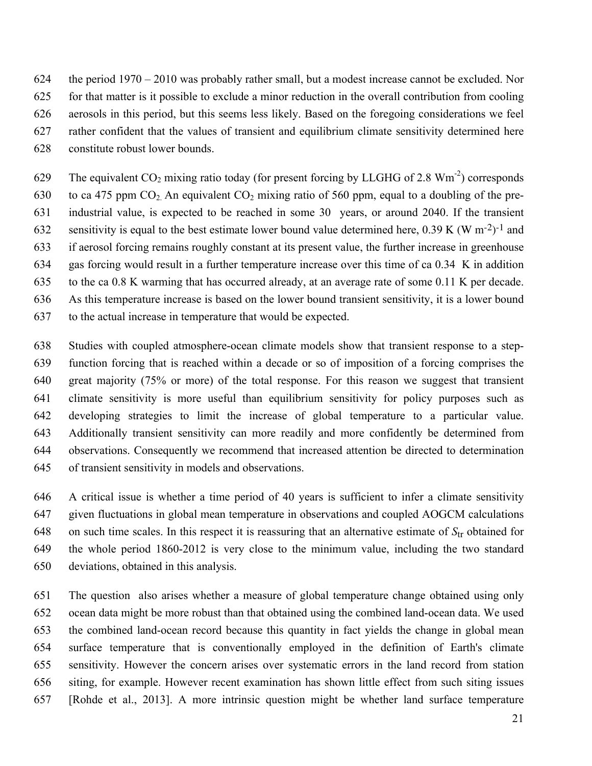the period 1970 – 2010 was probably rather small, but a modest increase cannot be excluded. Nor for that matter is it possible to exclude a minor reduction in the overall contribution from cooling aerosols in this period, but this seems less likely. Based on the foregoing considerations we feel rather confident that the values of transient and equilibrium climate sensitivity determined here constitute robust lower bounds.

The equivalent $CO_2$ mixing ratio today (for present forcing by LLGHG of 2.8 $\mathrm{Wm}^{-2}$) corresponds to ca 475 ppm $CO_2$. An equivalent $CO_2$ mixing ratio of 560 ppm, equal to a doubling of the pre-industrial value, is expected to be reached in some 30 years, or around 2040. If the transient sensitivity is equal to the best estimate lower bound value determined here, 0.39 K $(\mathrm{W\ m}^{-2})^{-1}$ and if aerosol forcing remains roughly constant at its present value, the further increase in greenhouse gas forcing would result in a further temperature increase over this time of ca 0.34 K in addition to the ca 0.8 K warming that has occurred already, at an average rate of some 0.11 K per decade. As this temperature increase is based on the lower bound transient sensitivity, it is a lower bound to the actual increase in temperature that would be expected.

Studies with coupled atmosphere-ocean climate models show that transient response to a step-function forcing that is reached within a decade or so of imposition of a forcing comprises the great majority (75% or more) of the total response. For this reason we suggest that transient climate sensitivity is more useful than equilibrium sensitivity for policy purposes such as developing strategies to limit the increase of global temperature to a particular value. Additionally transient sensitivity can more readily and more confidently be determined from observations. Consequently we recommend that increased attention be directed to determination of transient sensitivity in models and observations.

A critical issue is whether a time period of 40 years is sufficient to infer a climate sensitivity given fluctuations in global mean temperature in observations and coupled AOGCM calculations on such time scales. In this respect it is reassuring that an alternative estimate of $S_{\mathrm{tr}}$ obtained for the whole period 1860-2012 is very close to the minimum value, including the two standard deviations, obtained in this analysis.

The question also arises whether a measure of global temperature change obtained using only ocean data might be more robust than that obtained using the combined land-ocean data. We used the combined land-ocean record because this quantity in fact yields the change in global mean surface temperature that is conventionally employed in the definition of Earth's climate sensitivity. However the concern arises over systematic errors in the land record from station siting, for example. However recent examination has shown little effect from such siting issues [Rohde et al., 2013]. A more intrinsic question might be whether land surface temperature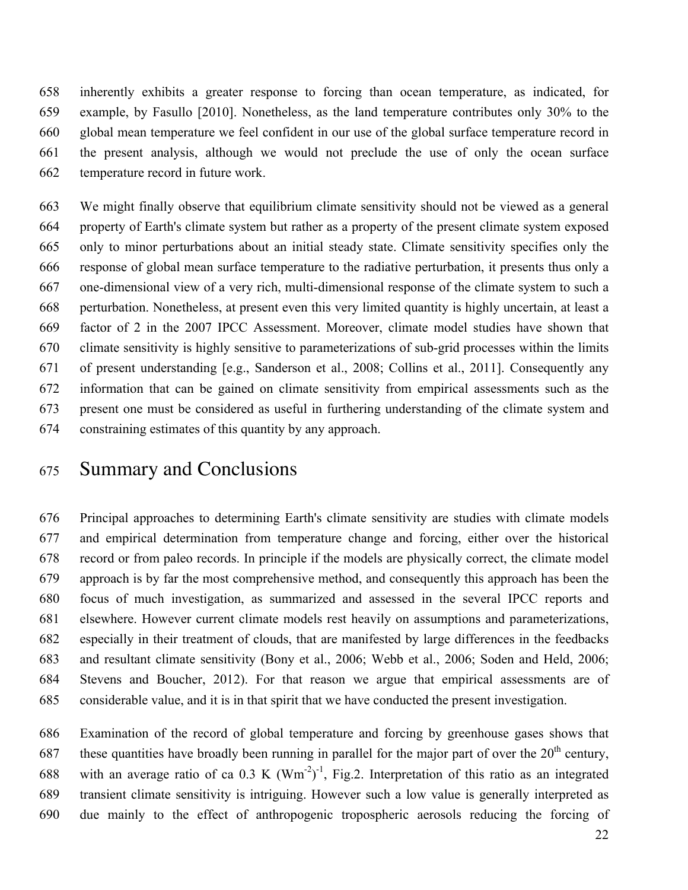inherently exhibits a greater response to forcing than ocean temperature, as indicated, for example, by Fasullo [2010]. Nonetheless, as the land temperature contributes only 30% to the global mean temperature we feel confident in our use of the global surface temperature record in the present analysis, although we would not preclude the use of only the ocean surface temperature record in future work.

We might finally observe that equilibrium climate sensitivity should not be viewed as a general property of Earth's climate system but rather as a property of the present climate system exposed only to minor perturbations about an initial steady state. Climate sensitivity specifies only the response of global mean surface temperature to the radiative perturbation, it presents thus only a one-dimensional view of a very rich, multi-dimensional response of the climate system to such a perturbation. Nonetheless, at present even this very limited quantity is highly uncertain, at least a factor of 2 in the 2007 IPCC Assessment. Moreover, climate model studies have shown that climate sensitivity is highly sensitive to parameterizations of sub-grid processes within the limits of present understanding [e.g., Sanderson et al., 2008; Collins et al., 2011]. Consequently any information that can be gained on climate sensitivity from empirical assessments such as the present one must be considered as useful in furthering understanding of the climate system and constraining estimates of this quantity by any approach.

# Summary and Conclusions

Principal approaches to determining Earth's climate sensitivity are studies with climate models and empirical determination from temperature change and forcing, either over the historical record or from paleo records. In principle if the models are physically correct, the climate model approach is by far the most comprehensive method, and consequently this approach has been the focus of much investigation, as summarized and assessed in the several IPCC reports and elsewhere. However current climate models rest heavily on assumptions and parameterizations, especially in their treatment of clouds, that are manifested by large differences in the feedbacks and resultant climate sensitivity (Bony et al., 2006; Webb et al., 2006; Soden and Held, 2006; Stevens and Boucher, 2012). For that reason we argue that empirical assessments are of considerable value, and it is in that spirit that we have conducted the present investigation.

Examination of the record of global temperature and forcing by greenhouse gases shows that these quantities have broadly been running in parallel for the major part of over the 20$^{th}$ century, with an average ratio of ca 0.3 K $(\mathrm{Wm}^{-2})^{-1}$, Fig.2. Interpretation of this ratio as an integrated transient climate sensitivity is intriguing. However such a low value is generally interpreted as due mainly to the effect of anthropogenic tropospheric aerosols reducing the forcing of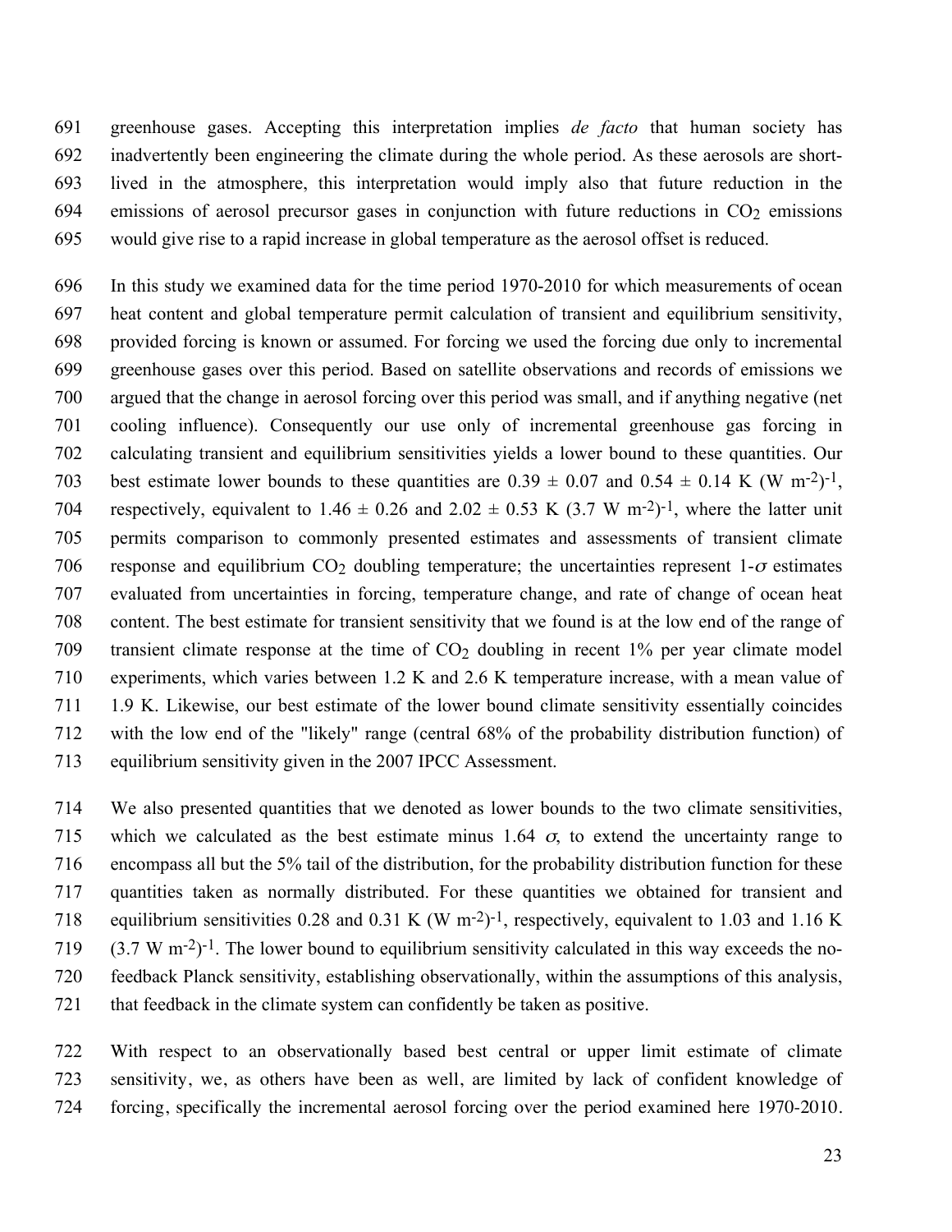greenhouse gases. Accepting this interpretation implies *de facto* that human society has inadvertently been engineering the climate during the whole period. As these aerosols are short-lived in the atmosphere, this interpretation would imply also that future reduction in the emissions of aerosol precursor gases in conjunction with future reductions in $CO_2$ emissions would give rise to a rapid increase in global temperature as the aerosol offset is reduced.

In this study we examined data for the time period 1970-2010 for which measurements of ocean heat content and global temperature permit calculation of transient and equilibrium sensitivity, provided forcing is known or assumed. For forcing we used the forcing due only to incremental greenhouse gases over this period. Based on satellite observations and records of emissions we argued that the change in aerosol forcing over this period was small, and if anything negative (net cooling influence). Consequently our use only of incremental greenhouse gas forcing in calculating transient and equilibrium sensitivities yields a lower bound to these quantities. Our best estimate lower bounds to these quantities are $0.39 \pm 0.07$ and $0.54 \pm 0.14$ K (W m$^{-2}$)$^{-1}$, respectively, equivalent to $1.46 \pm 0.26$ and $2.02 \pm 0.53$ K (3.7 W m$^{-2}$)$^{-1}$, where the latter unit permits comparison to commonly presented estimates and assessments of transient climate response and equilibrium $CO_2$ doubling temperature; the uncertainties represent 1-$\sigma$ estimates evaluated from uncertainties in forcing, temperature change, and rate of change of ocean heat content. The best estimate for transient sensitivity that we found is at the low end of the range of transient climate response at the time of $CO_2$ doubling in recent 1% per year climate model experiments, which varies between 1.2 K and 2.6 K temperature increase, with a mean value of 1.9 K. Likewise, our best estimate of the lower bound climate sensitivity essentially coincides with the low end of the "likely" range (central 68% of the probability distribution function) of equilibrium sensitivity given in the 2007 IPCC Assessment.

We also presented quantities that we denoted as lower bounds to the two climate sensitivities, which we calculated as the best estimate minus 1.64 $\sigma$, to extend the uncertainty range to encompass all but the 5% tail of the distribution, for the probability distribution function for these quantities taken as normally distributed. For these quantities we obtained for transient and equilibrium sensitivities 0.28 and 0.31 K (W m$^{-2}$)$^{-1}$, respectively, equivalent to 1.03 and 1.16 K (3.7 W m$^{-2}$)$^{-1}$. The lower bound to equilibrium sensitivity calculated in this way exceeds the no-feedback Planck sensitivity, establishing observationally, within the assumptions of this analysis, that feedback in the climate system can confidently be taken as positive.

With respect to an observationally based best central or upper limit estimate of climate sensitivity, we, as others have been as well, are limited by lack of confident knowledge of forcing, specifically the incremental aerosol forcing over the period examined here 1970-2010.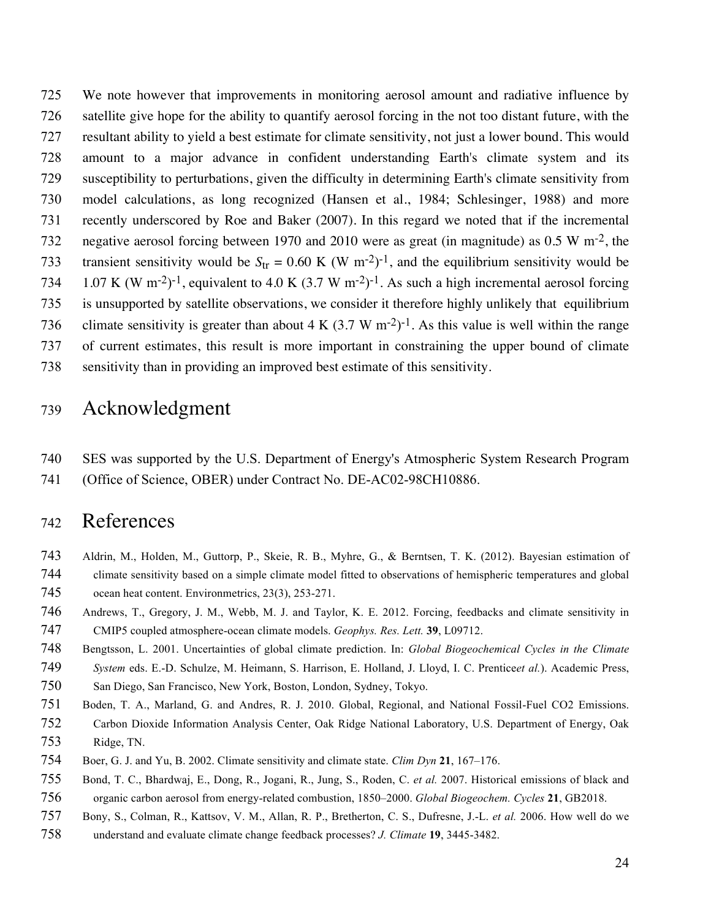We note however that improvements in monitoring aerosol amount and radiative influence by satellite give hope for the ability to quantify aerosol forcing in the not too distant future, with the resultant ability to yield a best estimate for climate sensitivity, not just a lower bound. This would amount to a major advance in confident understanding Earth's climate system and its susceptibility to perturbations, given the difficulty in determining Earth's climate sensitivity from model calculations, as long recognized (Hansen et al., 1984; Schlesinger, 1988) and more recently underscored by Roe and Baker (2007). In this regard we noted that if the incremental negative aerosol forcing between 1970 and 2010 were as great (in magnitude) as 0.5 W $m^{-2}$, the transient sensitivity would be $S_{tr}$ = 0.60 K (W $m^{-2})^{-1}$, and the equilibrium sensitivity would be 1.07 K (W $m^{-2})^{-1}$, equivalent to 4.0 K (3.7 W $m^{-2})^{-1}$. As such a high incremental aerosol forcing is unsupported by satellite observations, we consider it therefore highly unlikely that equilibrium climate sensitivity is greater than about 4 K (3.7 W $m^{-2})^{-1}$. As this value is well within the range of current estimates, this result is more important in constraining the upper bound of climate sensitivity than in providing an improved best estimate of this sensitivity.

# Acknowledgment

SES was supported by the U.S. Department of Energy's Atmospheric System Research Program (Office of Science, OBER) under Contract No. DE-AC02-98CH10886.

# References

Aldrin, M., Holden, M., Guttorp, P., Skeie, R. B., Myhre, G., & Berntsen, T. K. (2012). Bayesian estimation of climate sensitivity based on a simple climate model fitted to observations of hemispheric temperatures and global ocean heat content. Environmetrics, 23(3), 253-271.

Andrews, T., Gregory, J. M., Webb, M. J. and Taylor, K. E. 2012. Forcing, feedbacks and climate sensitivity in CMIP5 coupled atmosphere-ocean climate models. *Geophys. Res. Lett.* **39**, L09712.

Bengtsson, L. 2001. Uncertainties of global climate prediction. In: *Global Biogeochemical Cycles in the Climate System* eds. E.-D. Schulze, M. Heimann, S. Harrison, E. Holland, J. Lloyd, I. C. Prentice*et al.*). Academic Press, San Diego, San Francisco, New York, Boston, London, Sydney, Tokyo.

Boden, T. A., Marland, G. and Andres, R. J. 2010. Global, Regional, and National Fossil-Fuel CO2 Emissions. Carbon Dioxide Information Analysis Center, Oak Ridge National Laboratory, U.S. Department of Energy, Oak Ridge, TN.

Boer, G. J. and Yu, B. 2002. Climate sensitivity and climate state. *Clim Dyn* **21**, 167–176.

Bond, T. C., Bhardwaj, E., Dong, R., Jogani, R., Jung, S., Roden, C. *et al.* 2007. Historical emissions of black and organic carbon aerosol from energy-related combustion, 1850–2000. *Global Biogeochem. Cycles* **21**, GB2018.

Bony, S., Colman, R., Kattsov, V. M., Allan, R. P., Bretherton, C. S., Dufresne, J.-L. *et al.* 2006. How well do we understand and evaluate climate change feedback processes? *J. Climate* **19**, 3445-3482.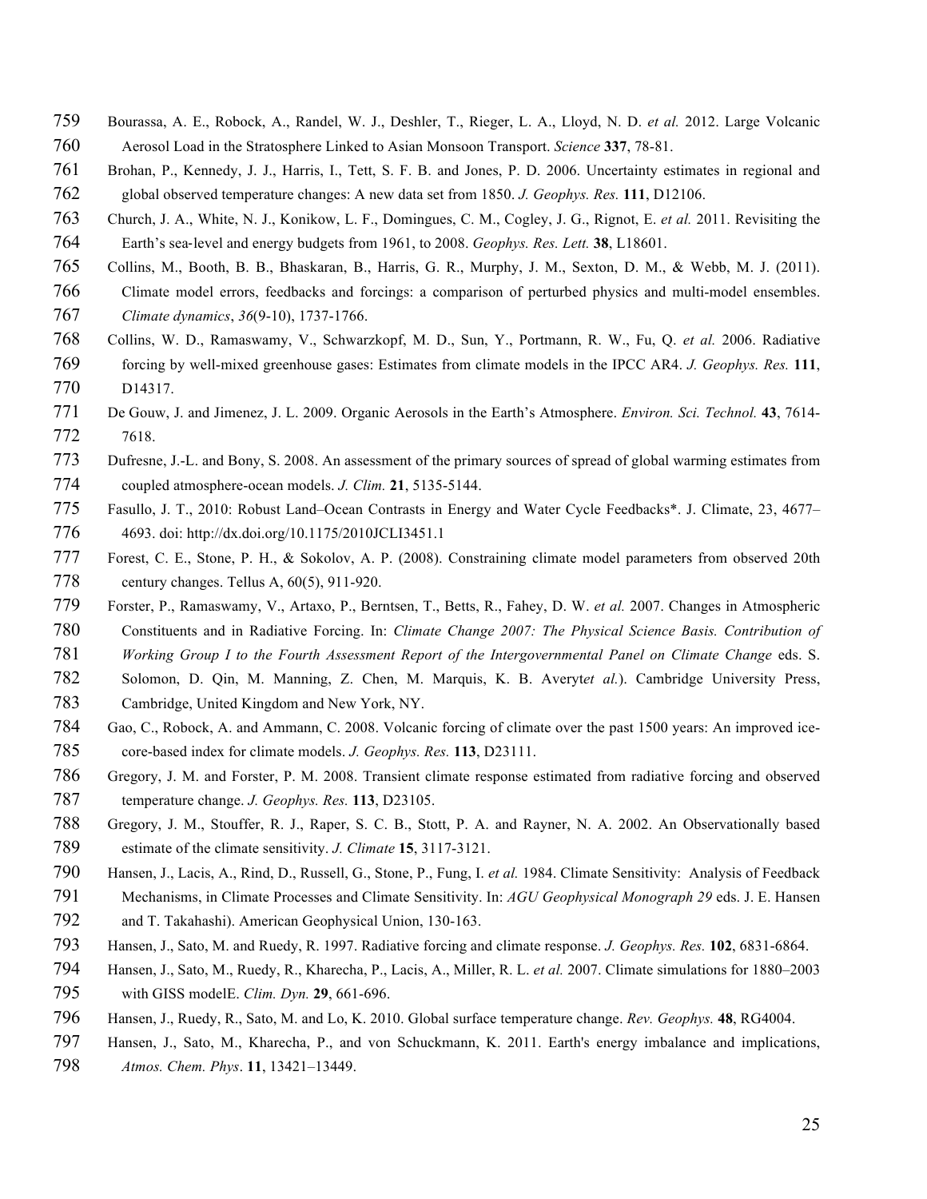Bourassa, A. E., Robock, A., Randel, W. J., Deshler, T., Rieger, L. A., Lloyd, N. D. *et al.* 2012. Large Volcanic Aerosol Load in the Stratosphere Linked to Asian Monsoon Transport. *Science* **337**, 78-81.

Brohan, P., Kennedy, J. J., Harris, I., Tett, S. F. B. and Jones, P. D. 2006. Uncertainty estimates in regional and global observed temperature changes: A new data set from 1850. *J. Geophys. Res.* **111**, D12106.

Church, J. A., White, N. J., Konikow, L. F., Domingues, C. M., Cogley, J. G., Rignot, E. *et al.* 2011. Revisiting the Earth's sea-level and energy budgets from 1961, to 2008. *Geophys. Res. Lett.* **38**, L18601.

Collins, M., Booth, B. B., Bhaskaran, B., Harris, G. R., Murphy, J. M., Sexton, D. M., & Webb, M. J. (2011). Climate model errors, feedbacks and forcings: a comparison of perturbed physics and multi-model ensembles. *Climate dynamics*, *36*(9-10), 1737-1766.

Collins, W. D., Ramaswamy, V., Schwarzkopf, M. D., Sun, Y., Portmann, R. W., Fu, Q. *et al.* 2006. Radiative forcing by well-mixed greenhouse gases: Estimates from climate models in the IPCC AR4. *J. Geophys. Res.* **111**, D14317.

De Gouw, J. and Jimenez, J. L. 2009. Organic Aerosols in the Earth's Atmosphere. *Environ. Sci. Technol.* **43**, 7614-7618.

Dufresne, J.-L. and Bony, S. 2008. An assessment of the primary sources of spread of global warming estimates from coupled atmosphere-ocean models. *J. Clim.* **21**, 5135-5144.

Fasullo, J. T., 2010: Robust Land–Ocean Contrasts in Energy and Water Cycle Feedbacks*. J. Climate, 23, 4677–4693. doi: http://dx.doi.org/10.1175/2010JCLI3451.1

Forest, C. E., Stone, P. H., & Sokolov, A. P. (2008). Constraining climate model parameters from observed 20th century changes. Tellus A, 60(5), 911-920.

Forster, P., Ramaswamy, V., Artaxo, P., Berntsen, T., Betts, R., Fahey, D. W. *et al.* 2007. Changes in Atmospheric Constituents and in Radiative Forcing. In: *Climate Change 2007: The Physical Science Basis. Contribution of Working Group I to the Fourth Assessment Report of the Intergovernmental Panel on Climate Change* eds. S. Solomon, D. Qin, M. Manning, Z. Chen, M. Marquis, K. B. Averyt*et al.*). Cambridge University Press, Cambridge, United Kingdom and New York, NY.

Gao, C., Robock, A. and Ammann, C. 2008. Volcanic forcing of climate over the past 1500 years: An improved ice-core-based index for climate models. *J. Geophys. Res.* **113**, D23111.

Gregory, J. M. and Forster, P. M. 2008. Transient climate response estimated from radiative forcing and observed temperature change. *J. Geophys. Res.* **113**, D23105.

Gregory, J. M., Stouffer, R. J., Raper, S. C. B., Stott, P. A. and Rayner, N. A. 2002. An Observationally based estimate of the climate sensitivity. *J. Climate* **15**, 3117-3121.

Hansen, J., Lacis, A., Rind, D., Russell, G., Stone, P., Fung, I. *et al.* 1984. Climate Sensitivity: Analysis of Feedback Mechanisms, in Climate Processes and Climate Sensitivity. In: *AGU Geophysical Monograph 29* eds. J. E. Hansen and T. Takahashi). American Geophysical Union, 130-163.

Hansen, J., Sato, M. and Ruedy, R. 1997. Radiative forcing and climate response. *J. Geophys. Res.* **102**, 6831-6864.

Hansen, J., Sato, M., Ruedy, R., Kharecha, P., Lacis, A., Miller, R. L. *et al.* 2007. Climate simulations for 1880–2003 with GISS modelE. *Clim. Dyn.* **29**, 661-696.

Hansen, J., Ruedy, R., Sato, M. and Lo, K. 2010. Global surface temperature change. *Rev. Geophys.* **48**, RG4004.

Hansen, J., Sato, M., Kharecha, P., and von Schuckmann, K. 2011. Earth's energy imbalance and implications, *Atmos. Chem. Phys*. **11**, 13421–13449.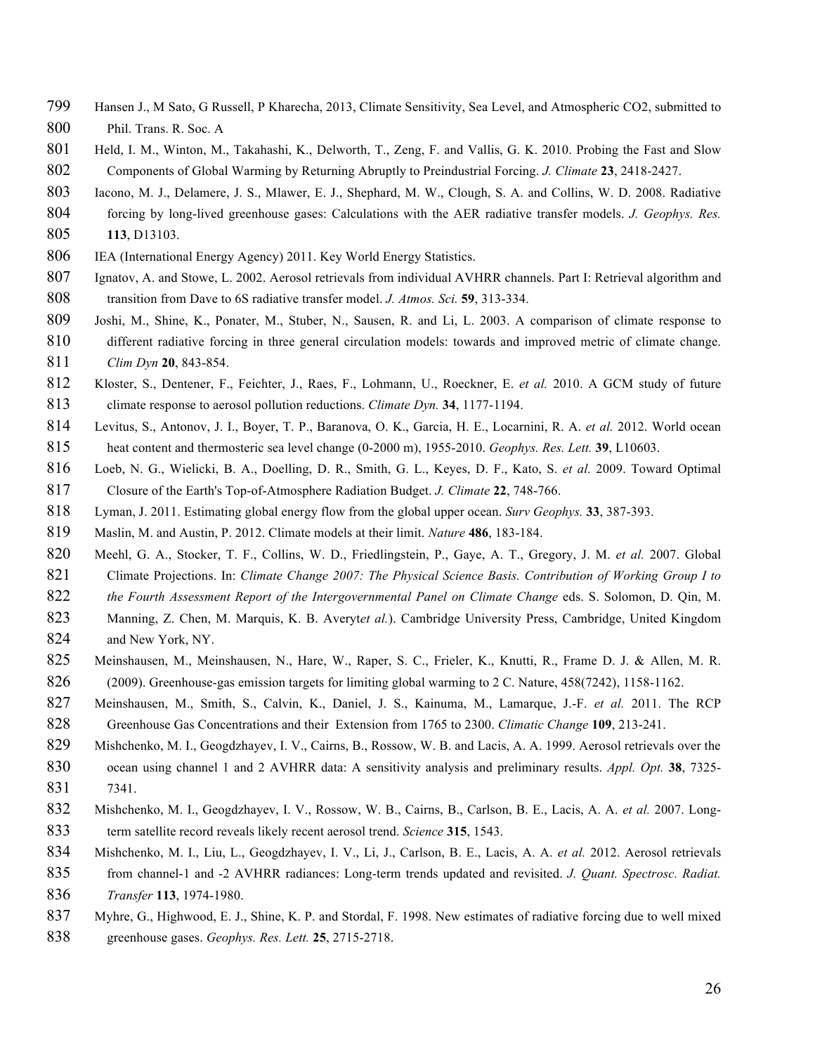Hansen J., M Sato, G Russell, P Kharecha, 2013, Climate Sensitivity, Sea Level, and Atmospheric CO2, submitted to Phil. Trans. R. Soc. A

Held, I. M., Winton, M., Takahashi, K., Delworth, T., Zeng, F. and Vallis, G. K. 2010. Probing the Fast and Slow Components of Global Warming by Returning Abruptly to Preindustrial Forcing. *J. Climate* **23**, 2418-2427.

Iacono, M. J., Delamere, J. S., Mlawer, E. J., Shephard, M. W., Clough, S. A. and Collins, W. D. 2008. Radiative forcing by long-lived greenhouse gases: Calculations with the AER radiative transfer models. *J. Geophys. Res.* **113**, D13103.

IEA (International Energy Agency) 2011. Key World Energy Statistics.

Ignatov, A. and Stowe, L. 2002. Aerosol retrievals from individual AVHRR channels. Part I: Retrieval algorithm and transition from Dave to 6S radiative transfer model. *J. Atmos. Sci.* **59**, 313-334.

Joshi, M., Shine, K., Ponater, M., Stuber, N., Sausen, R. and Li, L. 2003. A comparison of climate response to different radiative forcing in three general circulation models: towards and improved metric of climate change. *Clim Dyn* **20**, 843-854.

Kloster, S., Dentener, F., Feichter, J., Raes, F., Lohmann, U., Roeckner, E. *et al.* 2010. A GCM study of future climate response to aerosol pollution reductions. *Climate Dyn.* **34**, 1177-1194.

Levitus, S., Antonov, J. I., Boyer, T. P., Baranova, O. K., Garcia, H. E., Locarnini, R. A. *et al.* 2012. World ocean heat content and thermosteric sea level change (0-2000 m), 1955-2010. *Geophys. Res. Lett.* **39**, L10603.

Loeb, N. G., Wielicki, B. A., Doelling, D. R., Smith, G. L., Keyes, D. F., Kato, S. *et al.* 2009. Toward Optimal Closure of the Earth's Top-of-Atmosphere Radiation Budget. *J. Climate* **22**, 748-766.

Lyman, J. 2011. Estimating global energy flow from the global upper ocean. *Surv Geophys.* **33**, 387-393.

Maslin, M. and Austin, P. 2012. Climate models at their limit. *Nature* **486**, 183-184.

Meehl, G. A., Stocker, T. F., Collins, W. D., Friedlingstein, P., Gaye, A. T., Gregory, J. M. *et al.* 2007. Global Climate Projections. In: *Climate Change 2007: The Physical Science Basis. Contribution of Working Group I to the Fourth Assessment Report of the Intergovernmental Panel on Climate Change* eds. S. Solomon, D. Qin, M. Manning, Z. Chen, M. Marquis, K. B. Averyt*et al.*). Cambridge University Press, Cambridge, United Kingdom and New York, NY.

Meinshausen, M., Meinshausen, N., Hare, W., Raper, S. C., Frieler, K., Knutti, R., Frame D. J. & Allen, M. R. (2009). Greenhouse-gas emission targets for limiting global warming to 2 C. Nature, 458(7242), 1158-1162.

Meinshausen, M., Smith, S., Calvin, K., Daniel, J. S., Kainuma, M., Lamarque, J.-F. *et al.* 2011. The RCP Greenhouse Gas Concentrations and their Extension from 1765 to 2300. *Climatic Change* **109**, 213-241.

Mishchenko, M. I., Geogdzhayev, I. V., Cairns, B., Rossow, W. B. and Lacis, A. A. 1999. Aerosol retrievals over the ocean using channel 1 and 2 AVHRR data: A sensitivity analysis and preliminary results. *Appl. Opt.* **38**, 7325-7341.

Mishchenko, M. I., Geogdzhayev, I. V., Rossow, W. B., Cairns, B., Carlson, B. E., Lacis, A. A. *et al.* 2007. Long-term satellite record reveals likely recent aerosol trend. *Science* **315**, 1543.

Mishchenko, M. I., Liu, L., Geogdzhayev, I. V., Li, J., Carlson, B. E., Lacis, A. A. *et al.* 2012. Aerosol retrievals from channel-1 and -2 AVHRR radiances: Long-term trends updated and revisited. *J. Quant. Spectrosc. Radiat. Transfer* **113**, 1974-1980.

Myhre, G., Highwood, E. J., Shine, K. P. and Stordal, F. 1998. New estimates of radiative forcing due to well mixed greenhouse gases. *Geophys. Res. Lett.* **25**, 2715-2718.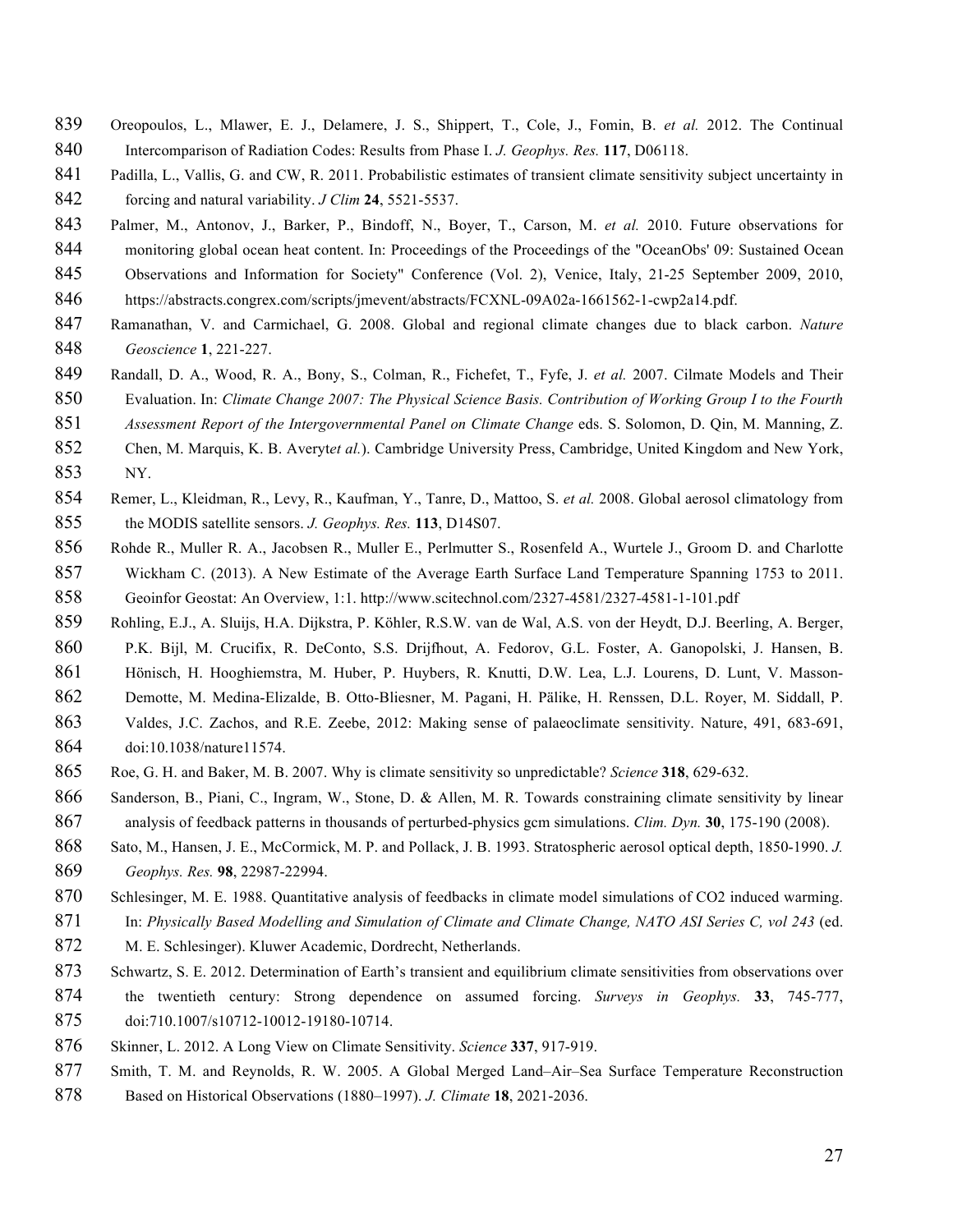Oreopoulos, L., Mlawer, E. J., Delamere, J. S., Shippert, T., Cole, J., Fomin, B. *et al.* 2012. The Continual Intercomparison of Radiation Codes: Results from Phase I. *J. Geophys. Res.* **117**, D06118.

Padilla, L., Vallis, G. and CW, R. 2011. Probabilistic estimates of transient climate sensitivity subject uncertainty in forcing and natural variability. *J Clim* **24**, 5521-5537.

Palmer, M., Antonov, J., Barker, P., Bindoff, N., Boyer, T., Carson, M. *et al.* 2010. Future observations for monitoring global ocean heat content. In: Proceedings of the Proceedings of the "OceanObs' 09: Sustained Ocean Observations and Information for Society" Conference (Vol. 2), Venice, Italy, 21-25 September 2009, 2010, https://abstracts.congrex.com/scripts/jmevent/abstracts/FCXNL-09A02a-1661562-1-cwp2a14.pdf.

Ramanathan, V. and Carmichael, G. 2008. Global and regional climate changes due to black carbon. *Nature Geoscience* **1**, 221-227.

Randall, D. A., Wood, R. A., Bony, S., Colman, R., Fichefet, T., Fyfe, J. *et al.* 2007. Cilmate Models and Their Evaluation. In: *Climate Change 2007: The Physical Science Basis. Contribution of Working Group I to the Fourth Assessment Report of the Intergovernmental Panel on Climate Change* eds. S. Solomon, D. Qin, M. Manning, Z. Chen, M. Marquis, K. B. Averyt*et al.*). Cambridge University Press, Cambridge, United Kingdom and New York, NY.

Remer, L., Kleidman, R., Levy, R., Kaufman, Y., Tanre, D., Mattoo, S. *et al.* 2008. Global aerosol climatology from the MODIS satellite sensors. *J. Geophys. Res.* **113**, D14S07.

Rohde R., Muller R. A., Jacobsen R., Muller E., Perlmutter S., Rosenfeld A., Wurtele J., Groom D. and Charlotte Wickham C. (2013). A New Estimate of the Average Earth Surface Land Temperature Spanning 1753 to 2011. Geoinfor Geostat: An Overview, 1:1. http://www.scitechnol.com/2327-4581/2327-4581-1-101.pdf

Rohling, E.J., A. Sluijs, H.A. Dijkstra, P. Köhler, R.S.W. van de Wal, A.S. von der Heydt, D.J. Beerling, A. Berger, P.K. Bijl, M. Crucifix, R. DeConto, S.S. Drijfhout, A. Fedorov, G.L. Foster, A. Ganopolski, J. Hansen, B. Hönisch, H. Hooghiemstra, M. Huber, P. Huybers, R. Knutti, D.W. Lea, L.J. Lourens, D. Lunt, V. Masson-Demotte, M. Medina-Elizalde, B. Otto-Bliesner, M. Pagani, H. Pälike, H. Renssen, D.L. Royer, M. Siddall, P. Valdes, J.C. Zachos, and R.E. Zeebe, 2012: Making sense of palaeoclimate sensitivity. Nature, 491, 683-691, doi:10.1038/nature11574.

Roe, G. H. and Baker, M. B. 2007. Why is climate sensitivity so unpredictable? *Science* **318**, 629-632.

Sanderson, B., Piani, C., Ingram, W., Stone, D. & Allen, M. R. Towards constraining climate sensitivity by linear analysis of feedback patterns in thousands of perturbed-physics gcm simulations. *Clim. Dyn.* **30**, 175-190 (2008).

Sato, M., Hansen, J. E., McCormick, M. P. and Pollack, J. B. 1993. Stratospheric aerosol optical depth, 1850-1990. *J. Geophys. Res.* **98**, 22987-22994.

Schlesinger, M. E. 1988. Quantitative analysis of feedbacks in climate model simulations of CO2 induced warming. In: *Physically Based Modelling and Simulation of Climate and Climate Change, NATO ASI Series C, vol 243* (ed. M. E. Schlesinger). Kluwer Academic, Dordrecht, Netherlands.

Schwartz, S. E. 2012. Determination of Earth's transient and equilibrium climate sensitivities from observations over the twentieth century: Strong dependence on assumed forcing. *Surveys in Geophys.* **33**, 745-777, doi:710.1007/s10712-10012-19180-10714.

Skinner, L. 2012. A Long View on Climate Sensitivity. *Science* **337**, 917-919.

Smith, T. M. and Reynolds, R. W. 2005. A Global Merged Land–Air–Sea Surface Temperature Reconstruction Based on Historical Observations (1880–1997). *J. Climate* **18**, 2021-2036.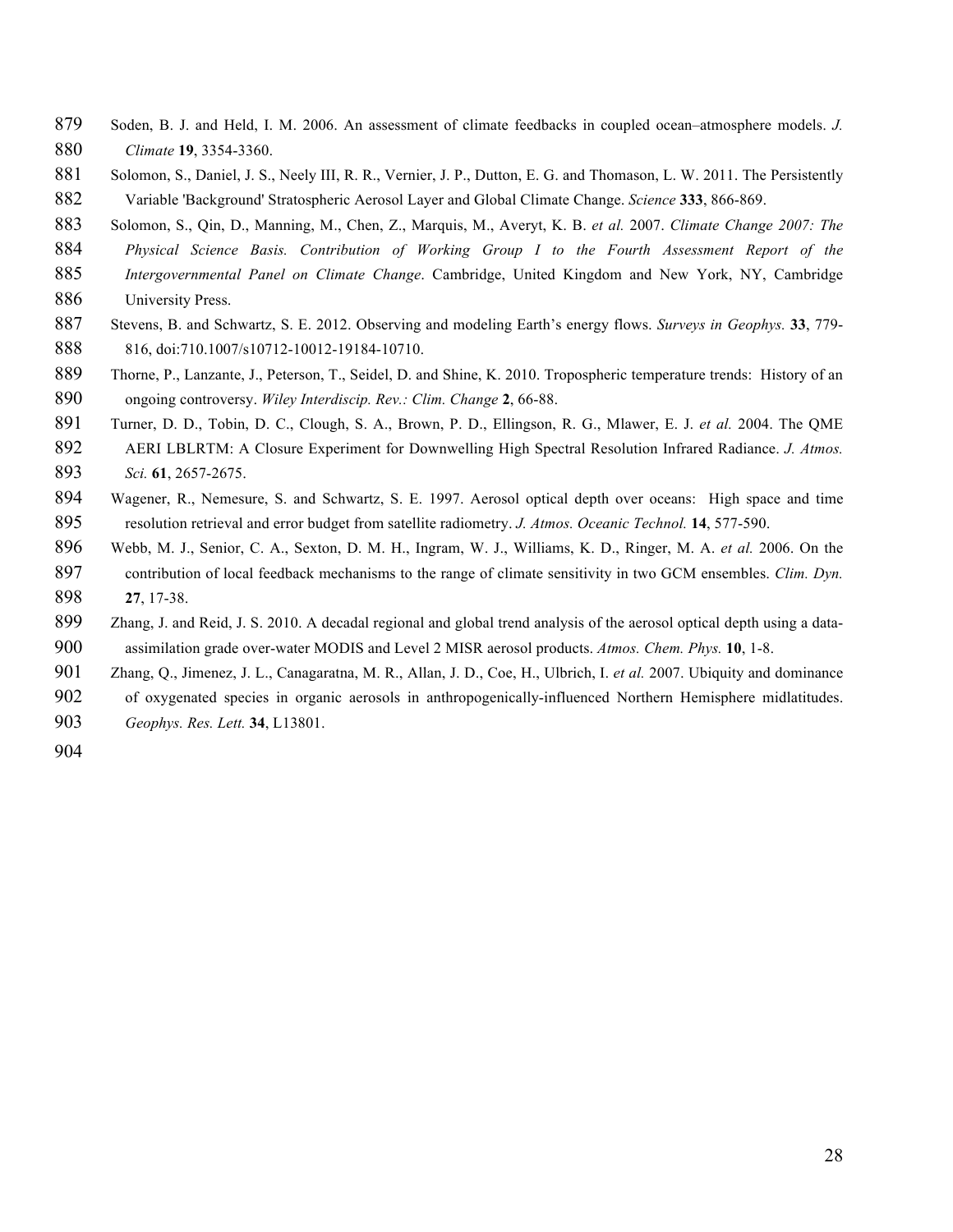Soden, B. J. and Held, I. M. 2006. An assessment of climate feedbacks in coupled ocean–atmosphere models. *J. Climate* **19**, 3354-3360.

Solomon, S., Daniel, J. S., Neely III, R. R., Vernier, J. P., Dutton, E. G. and Thomason, L. W. 2011. The Persistently Variable 'Background' Stratospheric Aerosol Layer and Global Climate Change. *Science* **333**, 866-869.

Solomon, S., Qin, D., Manning, M., Chen, Z., Marquis, M., Averyt, K. B. *et al.* 2007. *Climate Change 2007: The Physical Science Basis. Contribution of Working Group I to the Fourth Assessment Report of the Intergovernmental Panel on Climate Change*. Cambridge, United Kingdom and New York, NY, Cambridge University Press.

Stevens, B. and Schwartz, S. E. 2012. Observing and modeling Earth's energy flows. *Surveys in Geophys.* **33**, 779-816, doi:710.1007/s10712-10012-19184-10710.

Thorne, P., Lanzante, J., Peterson, T., Seidel, D. and Shine, K. 2010. Tropospheric temperature trends: History of an ongoing controversy. *Wiley Interdiscip. Rev.: Clim. Change* **2**, 66-88.

Turner, D. D., Tobin, D. C., Clough, S. A., Brown, P. D., Ellingson, R. G., Mlawer, E. J. *et al.* 2004. The QME AERI LBLRTM: A Closure Experiment for Downwelling High Spectral Resolution Infrared Radiance. *J. Atmos. Sci.* **61**, 2657-2675.

Wagener, R., Nemesure, S. and Schwartz, S. E. 1997. Aerosol optical depth over oceans: High space and time resolution retrieval and error budget from satellite radiometry. *J. Atmos. Oceanic Technol.* **14**, 577-590.

Webb, M. J., Senior, C. A., Sexton, D. M. H., Ingram, W. J., Williams, K. D., Ringer, M. A. *et al.* 2006. On the contribution of local feedback mechanisms to the range of climate sensitivity in two GCM ensembles. *Clim. Dyn.* **27**, 17-38.

Zhang, J. and Reid, J. S. 2010. A decadal regional and global trend analysis of the aerosol optical depth using a data-assimilation grade over-water MODIS and Level 2 MISR aerosol products. *Atmos. Chem. Phys.* **10**, 1-8.

Zhang, Q., Jimenez, J. L., Canagaratna, M. R., Allan, J. D., Coe, H., Ulbrich, I. *et al.* 2007. Ubiquity and dominance of oxygenated species in organic aerosols in anthropogenically-influenced Northern Hemisphere midlatitudes. *Geophys. Res. Lett.* **34**, L13801.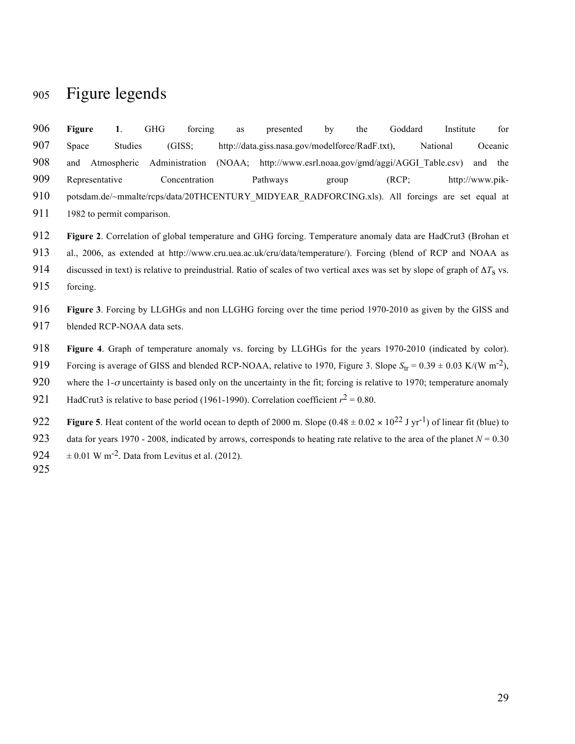# Figure legends

**Figure 1**. GHG forcing as presented by the Goddard Institute for Space Studies (GISS; http://data.giss.nasa.gov/modelforce/RadF.txt), National Oceanic and Atmospheric Administration (NOAA; http://www.esrl.noaa.gov/gmd/aggi/AGGI_Table.csv) and the Representative Concentration Pathways group (RCP; http://www.pik-potsdam.de/~mmalte/rcps/data/20THCENTURY_MIDYEAR_RADFORCING.xls). All forcings are set equal at 1982 to permit comparison.

**Figure 2**. Correlation of global temperature and GHG forcing. Temperature anomaly data are HadCrut3 (Brohan et al., 2006, as extended at http://www.cru.uea.ac.uk/cru/data/temperature/). Forcing (blend of RCP and NOAA as discussed in text) is relative to preindustrial. Ratio of scales of two vertical axes was set by slope of graph of $\Delta T_S$ vs. forcing.

**Figure 3**. Forcing by LLGHGs and non LLGHG forcing over the time period 1970-2010 as given by the GISS and blended RCP-NOAA data sets.

**Figure 4**. Graph of temperature anomaly vs. forcing by LLGHGs for the years 1970-2010 (indicated by color). Forcing is average of GISS and blended RCP-NOAA, relative to 1970, Figure 3. Slope $S_{tr} = 0.39 \pm 0.03$ K/(W m$^{-2}$), where the 1-$\sigma$ uncertainty is based only on the uncertainty in the fit; forcing is relative to 1970; temperature anomaly HadCrut3 is relative to base period (1961-1990). Correlation coefficient $r^2 = 0.80$.

**Figure 5**. Heat content of the world ocean to depth of 2000 m. Slope ($0.48 \pm 0.02 \times 10^{22}$ J yr$^{-1}$) of linear fit (blue) to data for years 1970 - 2008, indicated by arrows, corresponds to heating rate relative to the area of the planet $N = 0.30 \pm 0.01$ W m$^{-2}$. Data from Levitus et al. (2012).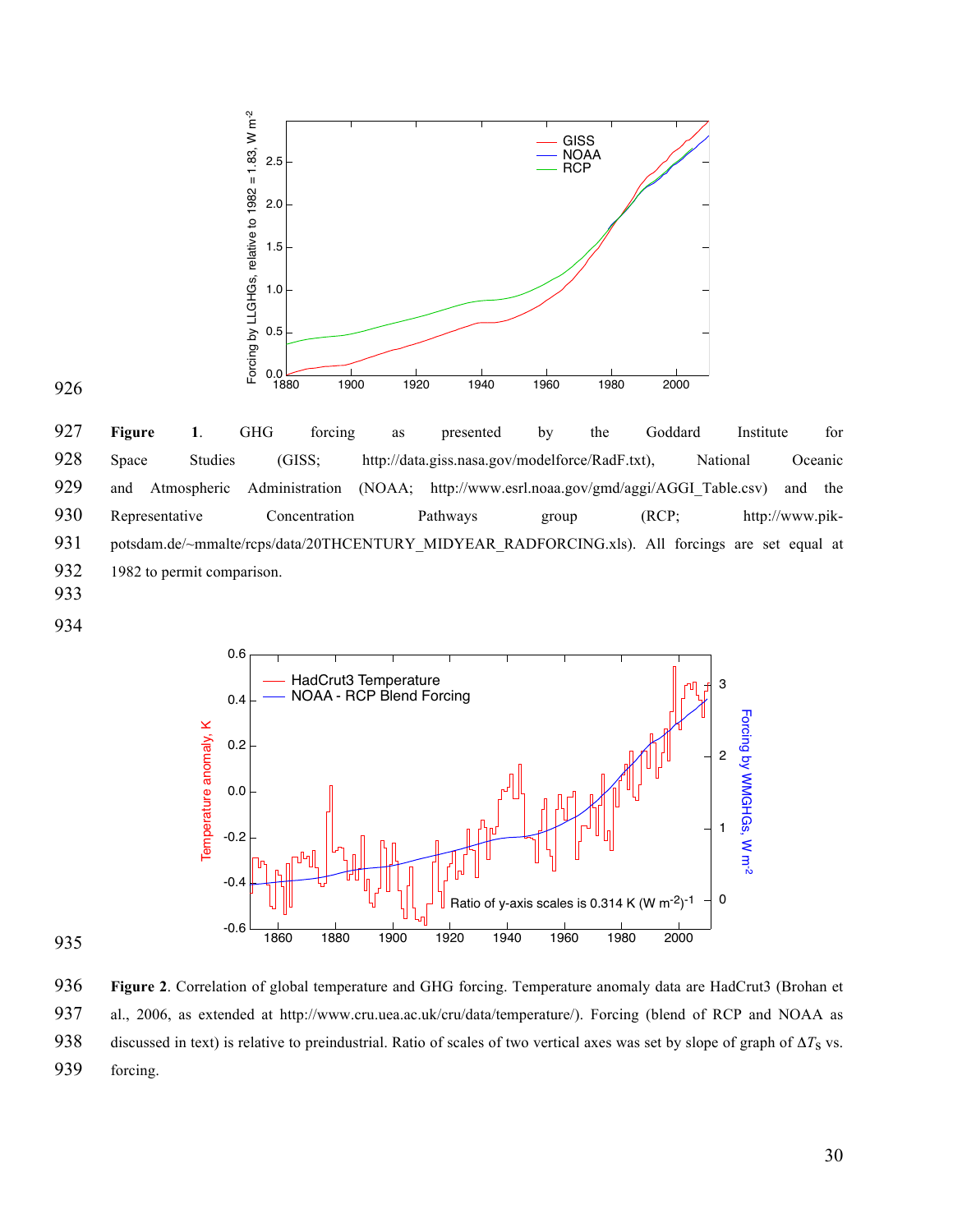**Figure 1**. GHG forcing as presented by the Goddard Institute for Space Studies (GISS; http://data.giss.nasa.gov/modelforce/RadF.txt), National Oceanic and Atmospheric Administration (NOAA; http://www.esrl.noaa.gov/gmd/aggi/AGGI_Table.csv) and the Representative Concentration Pathways group (RCP; http://www.pik-potsdam.de/~mmalte/rcps/data/20THCENTURY_MIDYEAR_RADFORCING.xls). All forcings are set equal at 1982 to permit comparison.

**Figure 2**. Correlation of global temperature and GHG forcing. Temperature anomaly data are HadCrut3 (Brohan et al., 2006, as extended at http://www.cru.uea.ac.uk/cru/data/temperature/). Forcing (blend of RCP and NOAA as discussed in text) is relative to preindustrial. Ratio of scales of two vertical axes was set by slope of graph of $\Delta T_S$ vs. forcing.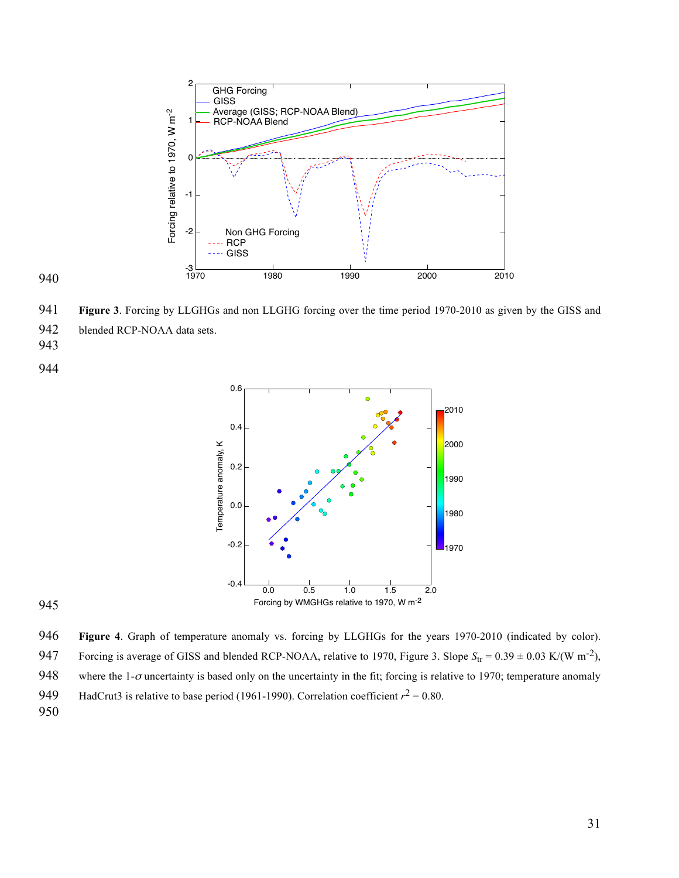**Figure 3**. Forcing by LLGHGs and non LLGHG forcing over the time period 1970-2010 as given by the GISS and blended RCP-NOAA data sets.

**Figure 4**. Graph of temperature anomaly vs. forcing by LLGHGs for the years 1970-2010 (indicated by color). Forcing is average of GISS and blended RCP-NOAA, relative to 1970, Figure 3. Slope $S_{tr} = 0.39 \pm 0.03$ K/(W m$^{-2}$), where the 1-$\sigma$ uncertainty is based only on the uncertainty in the fit; forcing is relative to 1970; temperature anomaly HadCrut3 is relative to base period (1961-1990). Correlation coefficient $r^2 = 0.80$.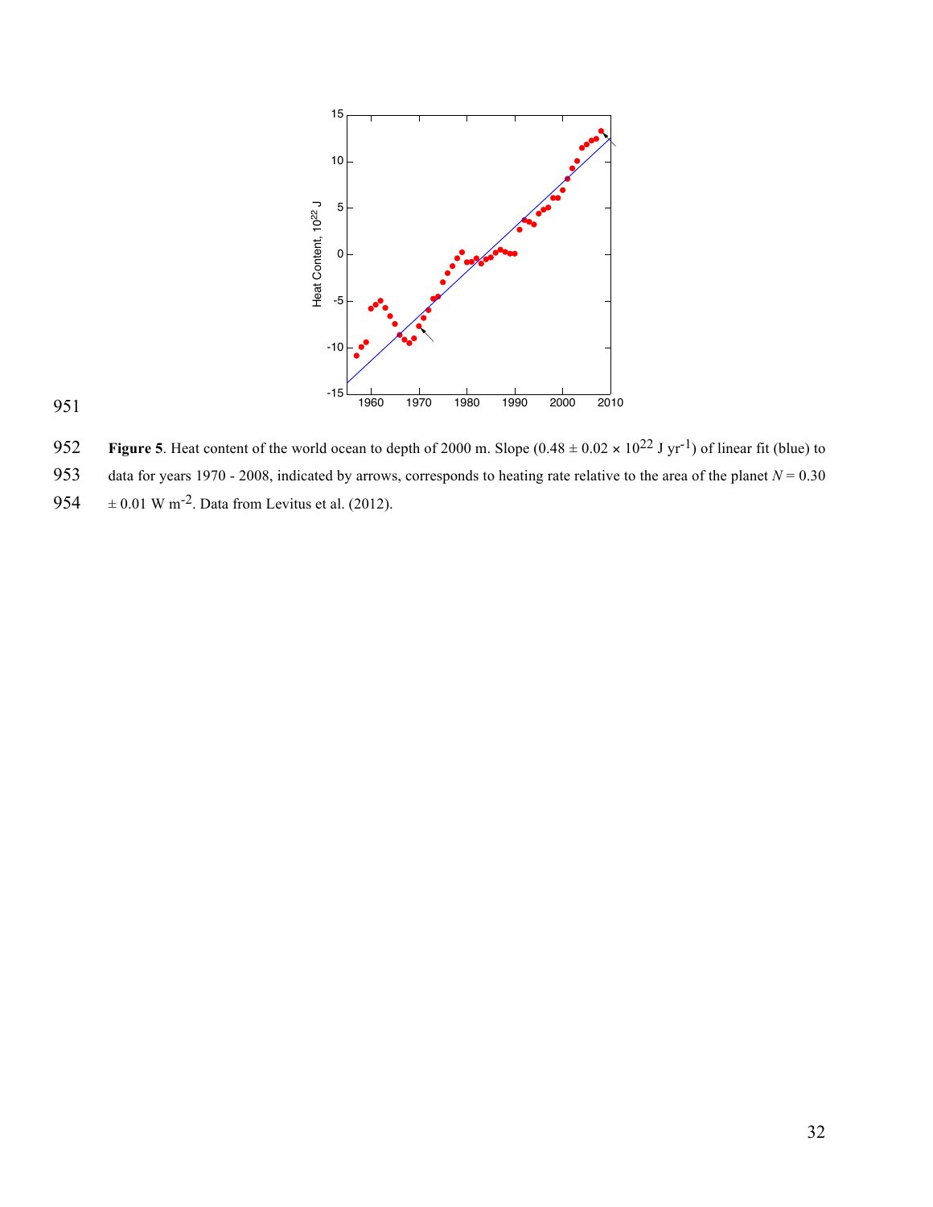Heat Content, $10^{22}$ J

15
10
5
0
-5
-10
-15

1960
1970
1980
1990
2000
2010

**Figure 5**. Heat content of the world ocean to depth of 2000 m. Slope ($0.48 \pm 0.02 \times 10^{22}$ J yr$^{-1}$) of linear fit (blue) to data for years 1970 - 2008, indicated by arrows, corresponds to heating rate relative to the area of the planet $N = 0.30 \pm 0.01$ W m$^{-2}$. Data from Levitus et al. (2012).